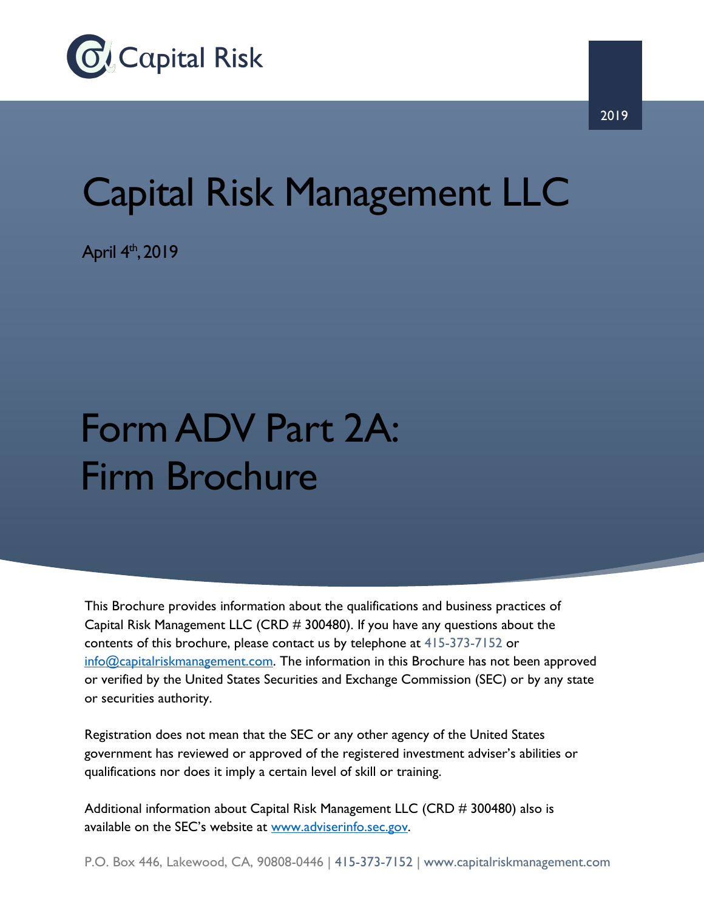Capital Risk

2019

# Capital Risk Management LLC

April 4th, 2019

# Form ADV Part 2A: Firm Brochure

This Brochure provides information about the qualifications and business practices of Capital Risk Management LLC (CRD # 300480). If you have any questions about the contents of this brochure, please contact us by telephone at 415-373-7152 or info@capitalriskmanagement.com. The information in this Brochure has not been approved or verified by the United States Securities and Exchange Commission (SEC) or by any state or securities authority.

Registration does not mean that the SEC or any other agency of the United States government has reviewed or approved of the registered investment adviser's abilities or qualifications nor does it imply a certain level of skill or training.

Additional information about Capital Risk Management LLC (CRD # 300480) also is available on the SEC's website at www.adviserinfo.sec.gov.

P.O. Box 446, Lakewood, CA, 90808-0446 | 415-373-7152 | www.capitalriskmanagement.com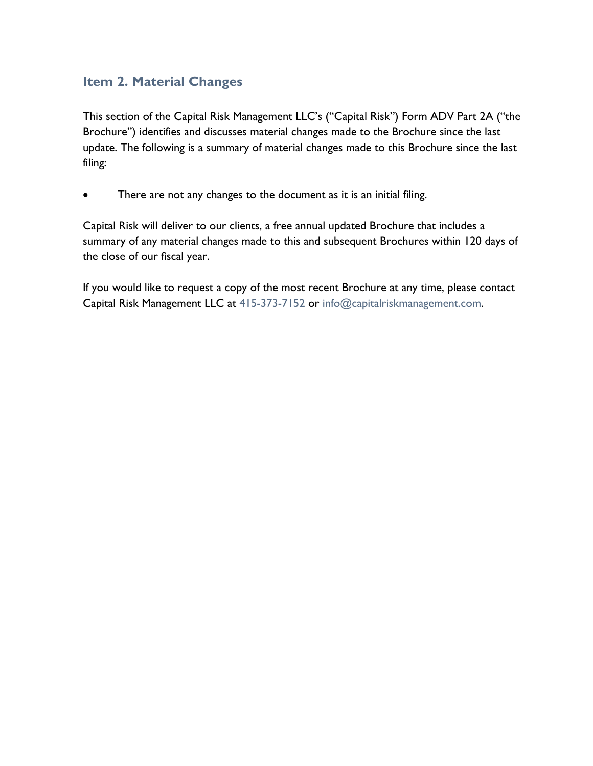## Item 2. Material Changes

This section of the Capital Risk Management LLC's ("Capital Risk") Form ADV Part 2A ("the Brochure") identifies and discusses material changes made to the Brochure since the last update. The following is a summary of material changes made to this Brochure since the last filing:

- There are not any changes to the document as it is an initial filing.

Capital Risk will deliver to our clients, a free annual updated Brochure that includes a summary of any material changes made to this and subsequent Brochures within 120 days of the close of our fiscal year.

If you would like to request a copy of the most recent Brochure at any time, please contact Capital Risk Management LLC at 415-373-7152 or info@capitalriskmanagement.com.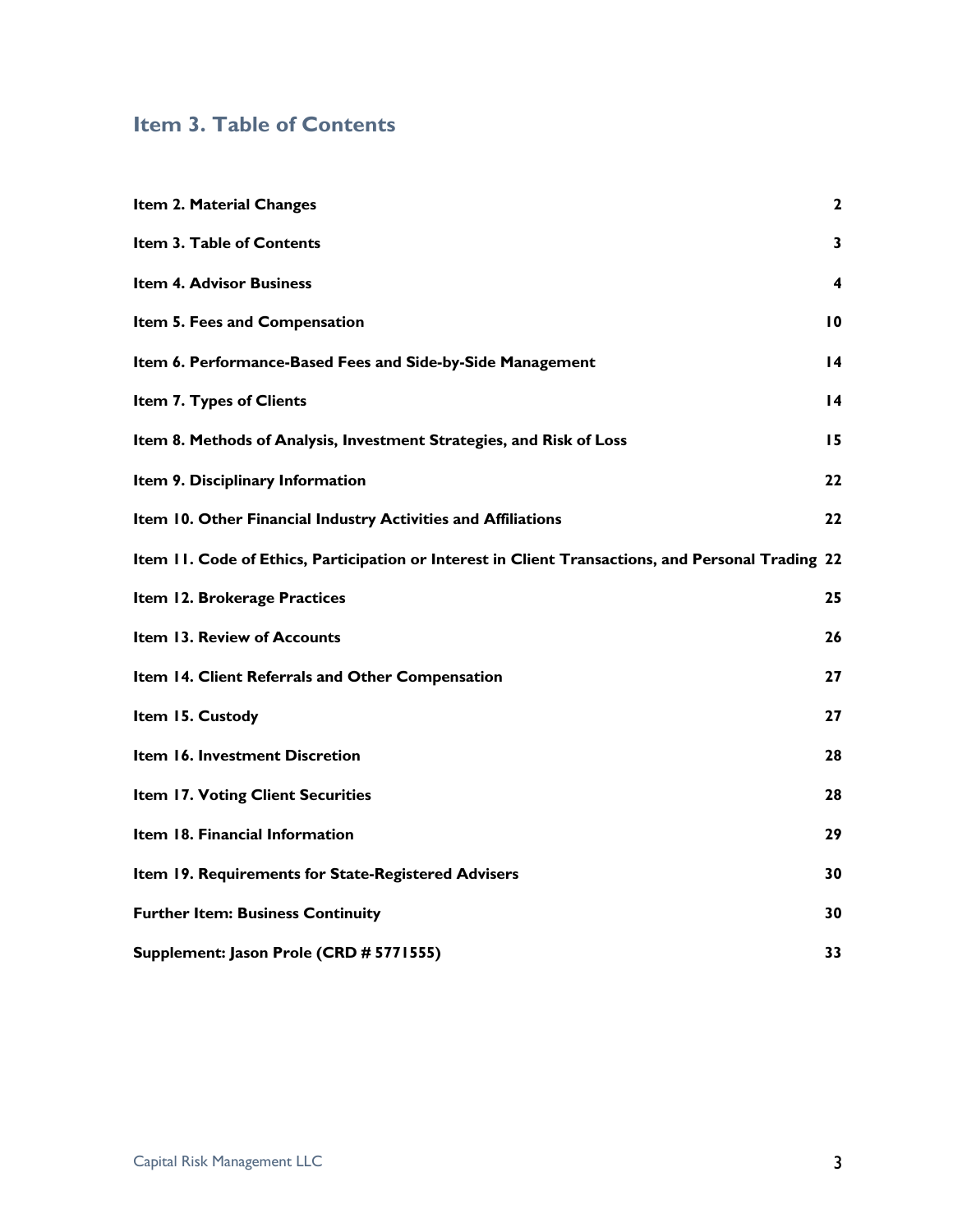## Item 3. Table of Contents

| | |
|---|---|
| **Item 2. Material Changes** | **2** |
| **Item 3. Table of Contents** | **3** |
| **Item 4. Advisor Business** | **4** |
| **Item 5. Fees and Compensation** | **10** |
| **Item 6. Performance-Based Fees and Side-by-Side Management** | **14** |
| **Item 7. Types of Clients** | **14** |
| **Item 8. Methods of Analysis, Investment Strategies, and Risk of Loss** | **15** |
| **Item 9. Disciplinary Information** | **22** |
| **Item 10. Other Financial Industry Activities and Affiliations** | **22** |
| **Item 11. Code of Ethics, Participation or Interest in Client Transactions, and Personal Trading** | **22** |
| **Item 12. Brokerage Practices** | **25** |
| **Item 13. Review of Accounts** | **26** |
| **Item 14. Client Referrals and Other Compensation** | **27** |
| **Item 15. Custody** | **27** |
| **Item 16. Investment Discretion** | **28** |
| **Item 17. Voting Client Securities** | **28** |
| **Item 18. Financial Information** | **29** |
| **Item 19. Requirements for State-Registered Advisers** | **30** |
| **Further Item: Business Continuity** | **30** |
| **Supplement: Jason Prole (CRD # 5771555)** | **33** |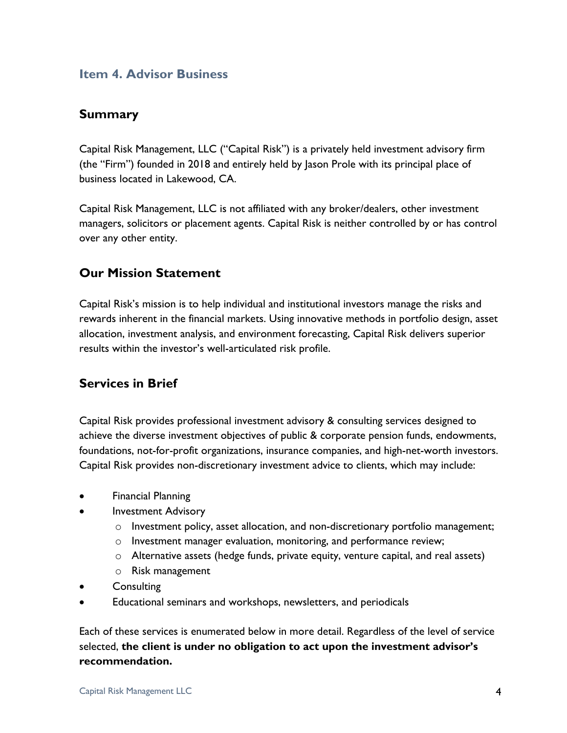## Item 4. Advisor Business

### Summary

Capital Risk Management, LLC ("Capital Risk") is a privately held investment advisory firm (the "Firm") founded in 2018 and entirely held by Jason Prole with its principal place of business located in Lakewood, CA.

Capital Risk Management, LLC is not affiliated with any broker/dealers, other investment managers, solicitors or placement agents. Capital Risk is neither controlled by or has control over any other entity.

### Our Mission Statement

Capital Risk's mission is to help individual and institutional investors manage the risks and rewards inherent in the financial markets. Using innovative methods in portfolio design, asset allocation, investment analysis, and environment forecasting, Capital Risk delivers superior results within the investor's well-articulated risk profile.

### Services in Brief

Capital Risk provides professional investment advisory & consulting services designed to achieve the diverse investment objectives of public & corporate pension funds, endowments, foundations, not-for-profit organizations, insurance companies, and high-net-worth investors. Capital Risk provides non-discretionary investment advice to clients, which may include:

- Financial Planning
- Investment Advisory
  - Investment policy, asset allocation, and non-discretionary portfolio management;
  - Investment manager evaluation, monitoring, and performance review;
  - Alternative assets (hedge funds, private equity, venture capital, and real assets)
  - Risk management
- Consulting
- Educational seminars and workshops, newsletters, and periodicals

Each of these services is enumerated below in more detail. Regardless of the level of service selected, **the client is under no obligation to act upon the investment advisor's recommendation.**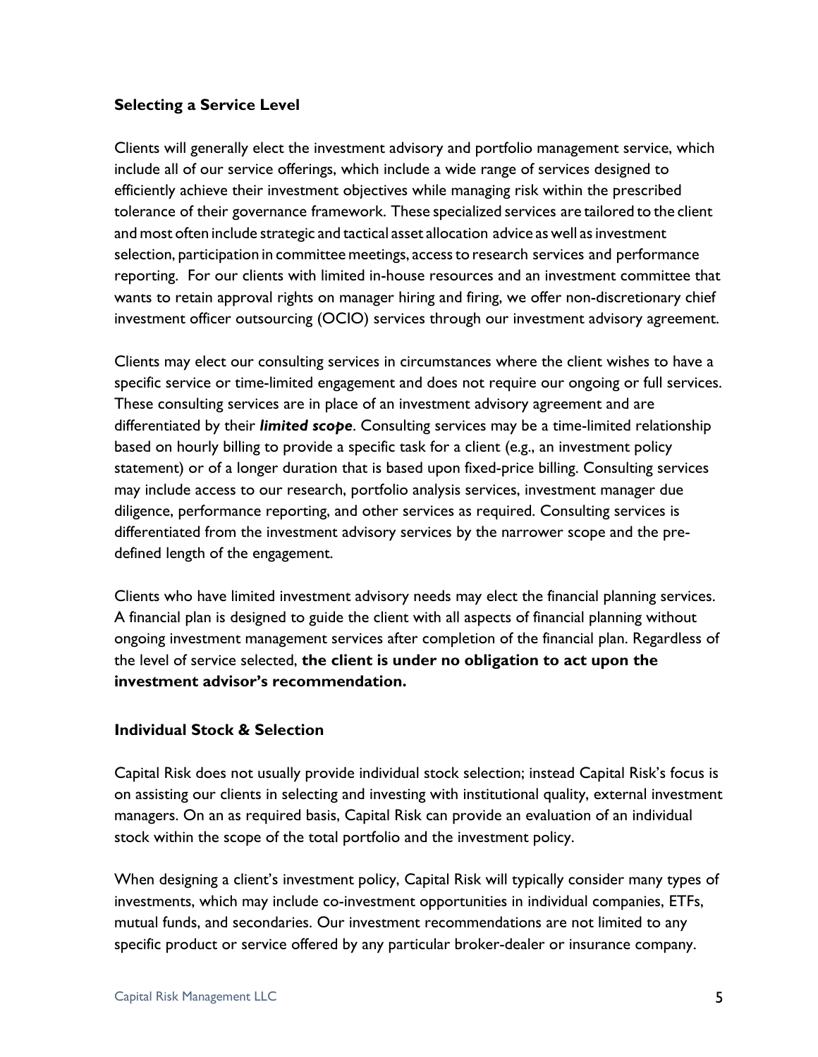### Selecting a Service Level

Clients will generally elect the investment advisory and portfolio management service, which include all of our service offerings, which include a wide range of services designed to efficiently achieve their investment objectives while managing risk within the prescribed tolerance of their governance framework. These specialized services are tailored to the client and most often include strategic and tactical asset allocation advice as well as investment selection, participation in committee meetings, access to research services and performance reporting. For our clients with limited in-house resources and an investment committee that wants to retain approval rights on manager hiring and firing, we offer non-discretionary chief investment officer outsourcing (OCIO) services through our investment advisory agreement.

Clients may elect our consulting services in circumstances where the client wishes to have a specific service or time-limited engagement and does not require our ongoing or full services. These consulting services are in place of an investment advisory agreement and are differentiated by their ***limited scope***. Consulting services may be a time-limited relationship based on hourly billing to provide a specific task for a client (e.g., an investment policy statement) or of a longer duration that is based upon fixed-price billing. Consulting services may include access to our research, portfolio analysis services, investment manager due diligence, performance reporting, and other services as required. Consulting services is differentiated from the investment advisory services by the narrower scope and the pre-defined length of the engagement.

Clients who have limited investment advisory needs may elect the financial planning services. A financial plan is designed to guide the client with all aspects of financial planning without ongoing investment management services after completion of the financial plan. Regardless of the level of service selected, **the client is under no obligation to act upon the investment advisor's recommendation.**

### Individual Stock & Selection

Capital Risk does not usually provide individual stock selection; instead Capital Risk's focus is on assisting our clients in selecting and investing with institutional quality, external investment managers. On an as required basis, Capital Risk can provide an evaluation of an individual stock within the scope of the total portfolio and the investment policy.

When designing a client's investment policy, Capital Risk will typically consider many types of investments, which may include co-investment opportunities in individual companies, ETFs, mutual funds, and secondaries. Our investment recommendations are not limited to any specific product or service offered by any particular broker-dealer or insurance company.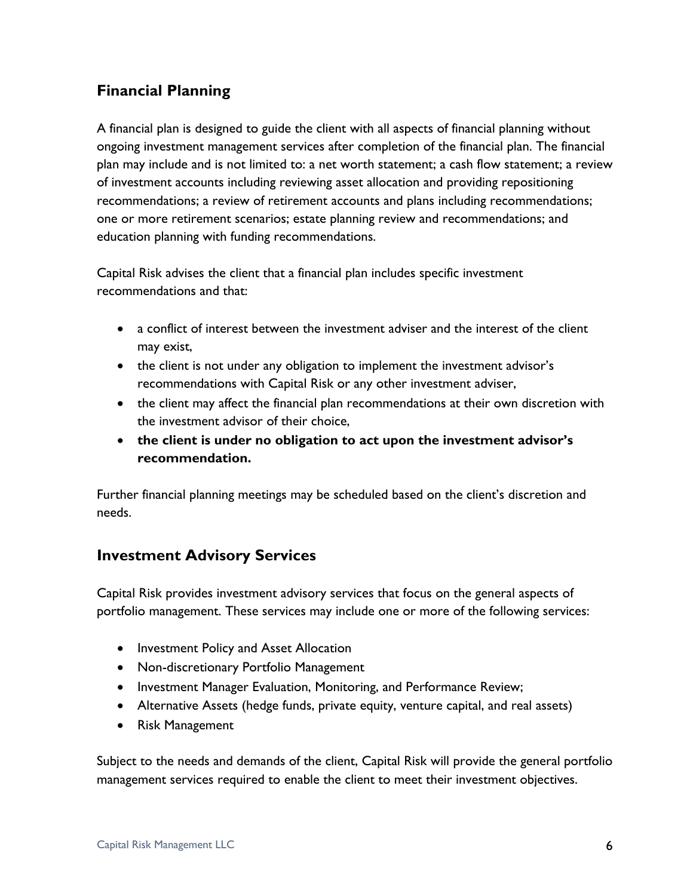## Financial Planning

A financial plan is designed to guide the client with all aspects of financial planning without ongoing investment management services after completion of the financial plan. The financial plan may include and is not limited to: a net worth statement; a cash flow statement; a review of investment accounts including reviewing asset allocation and providing repositioning recommendations; a review of retirement accounts and plans including recommendations; one or more retirement scenarios; estate planning review and recommendations; and education planning with funding recommendations.

Capital Risk advises the client that a financial plan includes specific investment recommendations and that:

- a conflict of interest between the investment adviser and the interest of the client may exist,
- the client is not under any obligation to implement the investment advisor's recommendations with Capital Risk or any other investment adviser,
- the client may affect the financial plan recommendations at their own discretion with the investment advisor of their choice,
- **the client is under no obligation to act upon the investment advisor's recommendation.**

Further financial planning meetings may be scheduled based on the client's discretion and needs.

## Investment Advisory Services

Capital Risk provides investment advisory services that focus on the general aspects of portfolio management. These services may include one or more of the following services:

- Investment Policy and Asset Allocation
- Non-discretionary Portfolio Management
- Investment Manager Evaluation, Monitoring, and Performance Review;
- Alternative Assets (hedge funds, private equity, venture capital, and real assets)
- Risk Management

Subject to the needs and demands of the client, Capital Risk will provide the general portfolio management services required to enable the client to meet their investment objectives.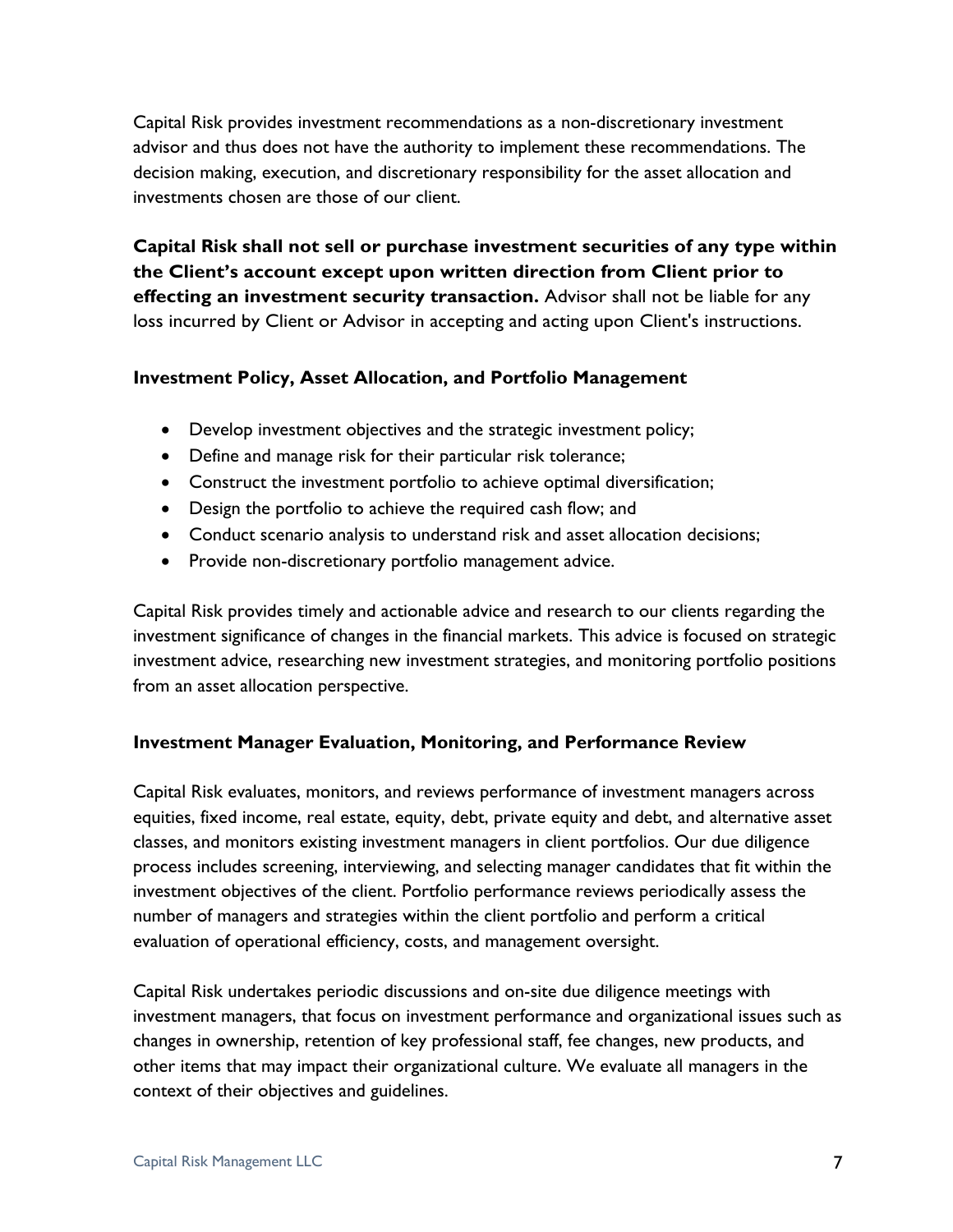Capital Risk provides investment recommendations as a non-discretionary investment advisor and thus does not have the authority to implement these recommendations. The decision making, execution, and discretionary responsibility for the asset allocation and investments chosen are those of our client.

**Capital Risk shall not sell or purchase investment securities of any type within the Client's account except upon written direction from Client prior to effecting an investment security transaction.** Advisor shall not be liable for any loss incurred by Client or Advisor in accepting and acting upon Client's instructions.

### Investment Policy, Asset Allocation, and Portfolio Management

- Develop investment objectives and the strategic investment policy;
- Define and manage risk for their particular risk tolerance;
- Construct the investment portfolio to achieve optimal diversification;
- Design the portfolio to achieve the required cash flow; and
- Conduct scenario analysis to understand risk and asset allocation decisions;
- Provide non-discretionary portfolio management advice.

Capital Risk provides timely and actionable advice and research to our clients regarding the investment significance of changes in the financial markets. This advice is focused on strategic investment advice, researching new investment strategies, and monitoring portfolio positions from an asset allocation perspective.

### Investment Manager Evaluation, Monitoring, and Performance Review

Capital Risk evaluates, monitors, and reviews performance of investment managers across equities, fixed income, real estate, equity, debt, private equity and debt, and alternative asset classes, and monitors existing investment managers in client portfolios. Our due diligence process includes screening, interviewing, and selecting manager candidates that fit within the investment objectives of the client. Portfolio performance reviews periodically assess the number of managers and strategies within the client portfolio and perform a critical evaluation of operational efficiency, costs, and management oversight.

Capital Risk undertakes periodic discussions and on-site due diligence meetings with investment managers, that focus on investment performance and organizational issues such as changes in ownership, retention of key professional staff, fee changes, new products, and other items that may impact their organizational culture. We evaluate all managers in the context of their objectives and guidelines.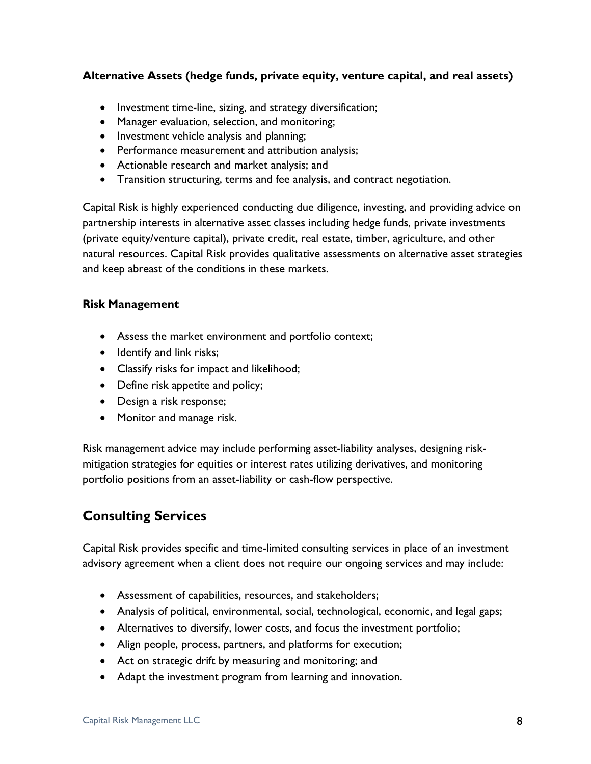**Alternative Assets (hedge funds, private equity, venture capital, and real assets)**

- Investment time-line, sizing, and strategy diversification;
- Manager evaluation, selection, and monitoring;
- Investment vehicle analysis and planning;
- Performance measurement and attribution analysis;
- Actionable research and market analysis; and
- Transition structuring, terms and fee analysis, and contract negotiation.

Capital Risk is highly experienced conducting due diligence, investing, and providing advice on partnership interests in alternative asset classes including hedge funds, private investments (private equity/venture capital), private credit, real estate, timber, agriculture, and other natural resources. Capital Risk provides qualitative assessments on alternative asset strategies and keep abreast of the conditions in these markets.

**Risk Management**

- Assess the market environment and portfolio context;
- Identify and link risks;
- Classify risks for impact and likelihood;
- Define risk appetite and policy;
- Design a risk response;
- Monitor and manage risk.

Risk management advice may include performing asset-liability analyses, designing risk-mitigation strategies for equities or interest rates utilizing derivatives, and monitoring portfolio positions from an asset-liability or cash-flow perspective.

## Consulting Services

Capital Risk provides specific and time-limited consulting services in place of an investment advisory agreement when a client does not require our ongoing services and may include:

- Assessment of capabilities, resources, and stakeholders;
- Analysis of political, environmental, social, technological, economic, and legal gaps;
- Alternatives to diversify, lower costs, and focus the investment portfolio;
- Align people, process, partners, and platforms for execution;
- Act on strategic drift by measuring and monitoring; and
- Adapt the investment program from learning and innovation.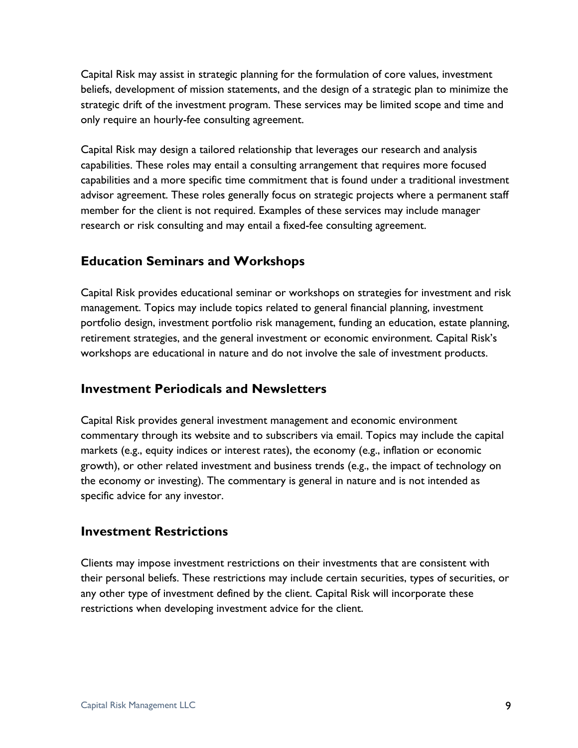Capital Risk may assist in strategic planning for the formulation of core values, investment beliefs, development of mission statements, and the design of a strategic plan to minimize the strategic drift of the investment program. These services may be limited scope and time and only require an hourly-fee consulting agreement.

Capital Risk may design a tailored relationship that leverages our research and analysis capabilities. These roles may entail a consulting arrangement that requires more focused capabilities and a more specific time commitment that is found under a traditional investment advisor agreement. These roles generally focus on strategic projects where a permanent staff member for the client is not required. Examples of these services may include manager research or risk consulting and may entail a fixed-fee consulting agreement.

## Education Seminars and Workshops

Capital Risk provides educational seminar or workshops on strategies for investment and risk management. Topics may include topics related to general financial planning, investment portfolio design, investment portfolio risk management, funding an education, estate planning, retirement strategies, and the general investment or economic environment. Capital Risk's workshops are educational in nature and do not involve the sale of investment products.

## Investment Periodicals and Newsletters

Capital Risk provides general investment management and economic environment commentary through its website and to subscribers via email. Topics may include the capital markets (e.g., equity indices or interest rates), the economy (e.g., inflation or economic growth), or other related investment and business trends (e.g., the impact of technology on the economy or investing). The commentary is general in nature and is not intended as specific advice for any investor.

## Investment Restrictions

Clients may impose investment restrictions on their investments that are consistent with their personal beliefs. These restrictions may include certain securities, types of securities, or any other type of investment defined by the client. Capital Risk will incorporate these restrictions when developing investment advice for the client.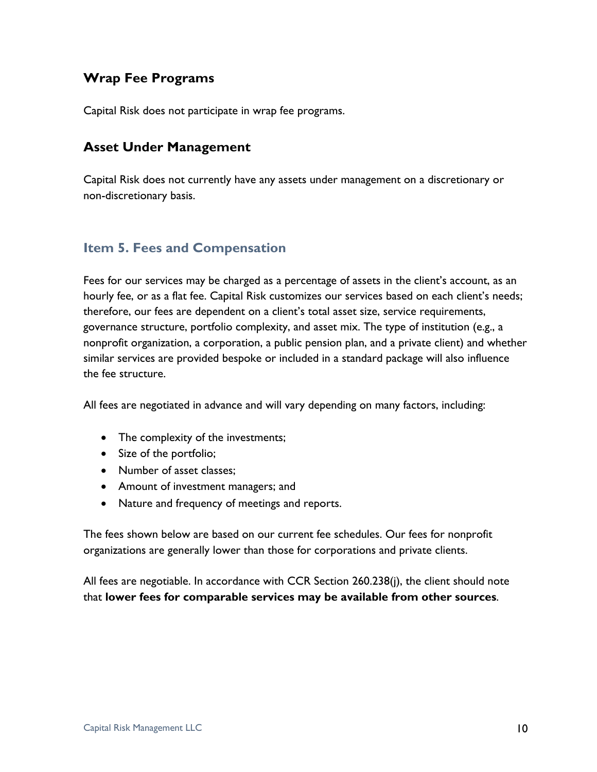### Wrap Fee Programs

Capital Risk does not participate in wrap fee programs.

### Asset Under Management

Capital Risk does not currently have any assets under management on a discretionary or non-discretionary basis.

## Item 5. Fees and Compensation

Fees for our services may be charged as a percentage of assets in the client's account, as an hourly fee, or as a flat fee. Capital Risk customizes our services based on each client's needs; therefore, our fees are dependent on a client's total asset size, service requirements, governance structure, portfolio complexity, and asset mix. The type of institution (e.g., a nonprofit organization, a corporation, a public pension plan, and a private client) and whether similar services are provided bespoke or included in a standard package will also influence the fee structure.

All fees are negotiated in advance and will vary depending on many factors, including:

- The complexity of the investments;
- Size of the portfolio;
- Number of asset classes;
- Amount of investment managers; and
- Nature and frequency of meetings and reports.

The fees shown below are based on our current fee schedules. Our fees for nonprofit organizations are generally lower than those for corporations and private clients.

All fees are negotiable. In accordance with CCR Section 260.238(j), the client should note that **lower fees for comparable services may be available from other sources**.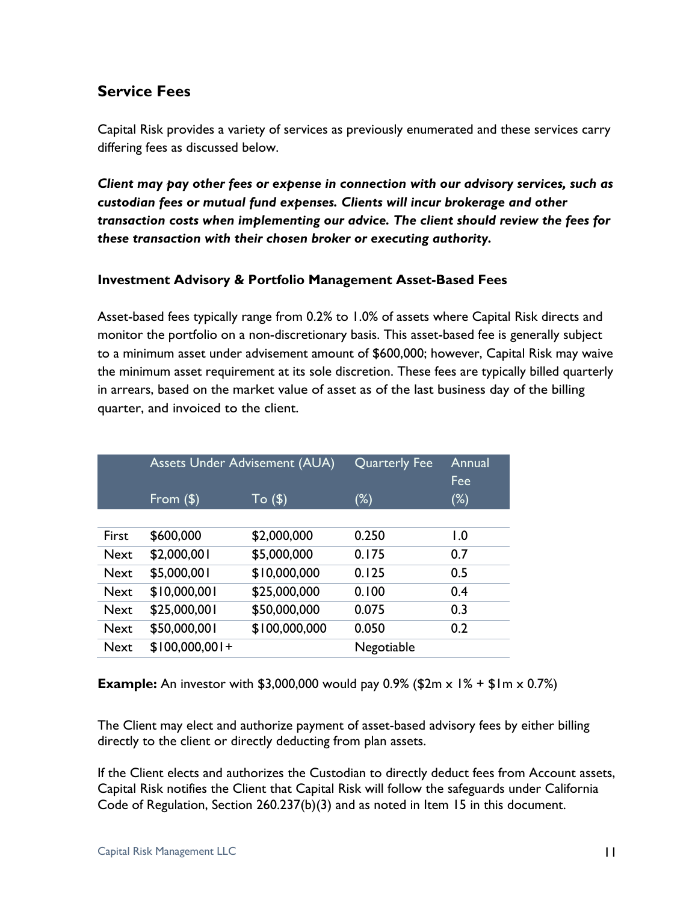## Service Fees

Capital Risk provides a variety of services as previously enumerated and these services carry differing fees as discussed below.

***Client may pay other fees or expense in connection with our advisory services, such as custodian fees or mutual fund expenses. Clients will incur brokerage and other transaction costs when implementing our advice. The client should review the fees for these transaction with their chosen broker or executing authority.***

### Investment Advisory & Portfolio Management Asset-Based Fees

Asset-based fees typically range from 0.2% to 1.0% of assets where Capital Risk directs and monitor the portfolio on a non-discretionary basis. This asset-based fee is generally subject to a minimum asset under advisement amount of $600,000; however, Capital Risk may waive the minimum asset requirement at its sole discretion. These fees are typically billed quarterly in arrears, based on the market value of asset as of the last business day of the billing quarter, and invoiced to the client.

| | Assets Under Advisement (AUA) | | Quarterly Fee | Annual Fee |
|---|---|---|---|---|
| | From ($) | To ($) | (%) | (%) |
| First | $600,000 | $2,000,000 | 0.250 | 1.0 |
| Next | $2,000,001 | $5,000,000 | 0.175 | 0.7 |
| Next | $5,000,001 | $10,000,000 | 0.125 | 0.5 |
| Next | $10,000,001 | $25,000,000 | 0.100 | 0.4 |
| Next | $25,000,001 | $50,000,000 | 0.075 | 0.3 |
| Next | $50,000,001 | $100,000,000 | 0.050 | 0.2 |
| Next | $100,000,001+ | | Negotiable | |

**Example:** An investor with $3,000,000 would pay 0.9% ($2m x 1% + $1m x 0.7%)

The Client may elect and authorize payment of asset-based advisory fees by either billing directly to the client or directly deducting from plan assets.

If the Client elects and authorizes the Custodian to directly deduct fees from Account assets, Capital Risk notifies the Client that Capital Risk will follow the safeguards under California Code of Regulation, Section 260.237(b)(3) and as noted in Item 15 in this document.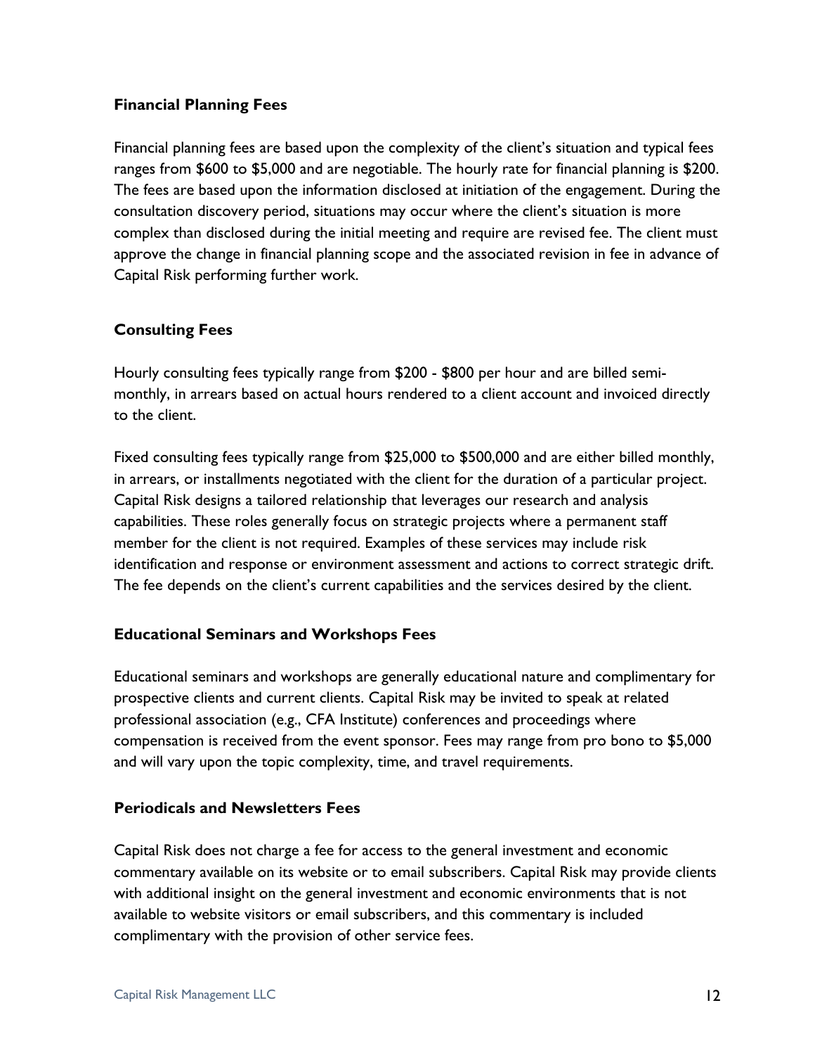### Financial Planning Fees

Financial planning fees are based upon the complexity of the client's situation and typical fees ranges from $600 to $5,000 and are negotiable. The hourly rate for financial planning is $200. The fees are based upon the information disclosed at initiation of the engagement. During the consultation discovery period, situations may occur where the client's situation is more complex than disclosed during the initial meeting and require are revised fee. The client must approve the change in financial planning scope and the associated revision in fee in advance of Capital Risk performing further work.

### Consulting Fees

Hourly consulting fees typically range from $200 - $800 per hour and are billed semi-monthly, in arrears based on actual hours rendered to a client account and invoiced directly to the client.

Fixed consulting fees typically range from $25,000 to $500,000 and are either billed monthly, in arrears, or installments negotiated with the client for the duration of a particular project. Capital Risk designs a tailored relationship that leverages our research and analysis capabilities. These roles generally focus on strategic projects where a permanent staff member for the client is not required. Examples of these services may include risk identification and response or environment assessment and actions to correct strategic drift. The fee depends on the client's current capabilities and the services desired by the client.

### Educational Seminars and Workshops Fees

Educational seminars and workshops are generally educational nature and complimentary for prospective clients and current clients. Capital Risk may be invited to speak at related professional association (e.g., CFA Institute) conferences and proceedings where compensation is received from the event sponsor. Fees may range from pro bono to $5,000 and will vary upon the topic complexity, time, and travel requirements.

### Periodicals and Newsletters Fees

Capital Risk does not charge a fee for access to the general investment and economic commentary available on its website or to email subscribers. Capital Risk may provide clients with additional insight on the general investment and economic environments that is not available to website visitors or email subscribers, and this commentary is included complimentary with the provision of other service fees.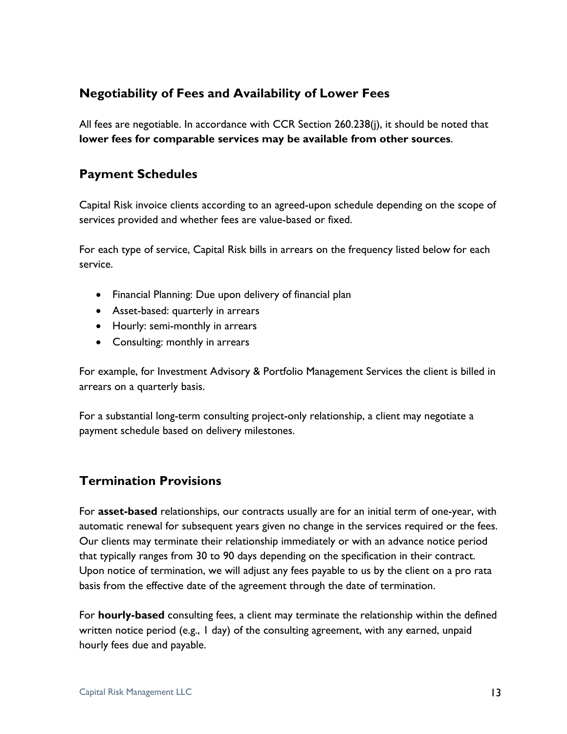## Negotiability of Fees and Availability of Lower Fees

All fees are negotiable. In accordance with CCR Section 260.238(j), it should be noted that **lower fees for comparable services may be available from other sources**.

## Payment Schedules

Capital Risk invoice clients according to an agreed-upon schedule depending on the scope of services provided and whether fees are value-based or fixed.

For each type of service, Capital Risk bills in arrears on the frequency listed below for each service.

- Financial Planning: Due upon delivery of financial plan
- Asset-based: quarterly in arrears
- Hourly: semi-monthly in arrears
- Consulting: monthly in arrears

For example, for Investment Advisory & Portfolio Management Services the client is billed in arrears on a quarterly basis.

For a substantial long-term consulting project-only relationship, a client may negotiate a payment schedule based on delivery milestones.

## Termination Provisions

For **asset-based** relationships, our contracts usually are for an initial term of one-year, with automatic renewal for subsequent years given no change in the services required or the fees. Our clients may terminate their relationship immediately or with an advance notice period that typically ranges from 30 to 90 days depending on the specification in their contract. Upon notice of termination, we will adjust any fees payable to us by the client on a pro rata basis from the effective date of the agreement through the date of termination.

For **hourly-based** consulting fees, a client may terminate the relationship within the defined written notice period (e.g., 1 day) of the consulting agreement, with any earned, unpaid hourly fees due and payable.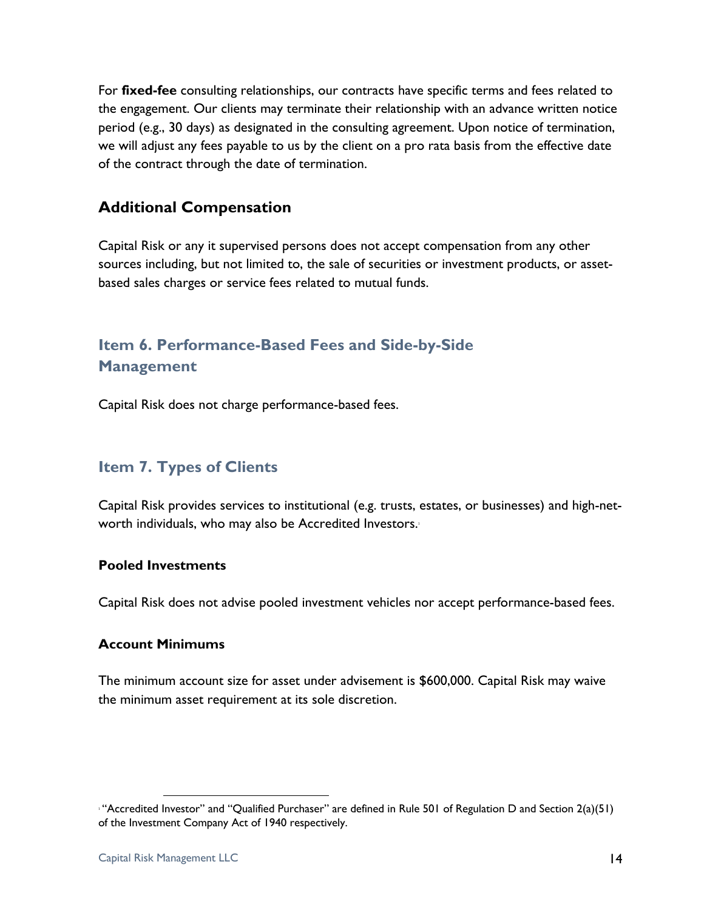For **fixed-fee** consulting relationships, our contracts have specific terms and fees related to the engagement. Our clients may terminate their relationship with an advance written notice period (e.g., 30 days) as designated in the consulting agreement. Upon notice of termination, we will adjust any fees payable to us by the client on a pro rata basis from the effective date of the contract through the date of termination.

### Additional Compensation

Capital Risk or any it supervised persons does not accept compensation from any other sources including, but not limited to, the sale of securities or investment products, or asset-based sales charges or service fees related to mutual funds.

## Item 6. Performance-Based Fees and Side-by-Side Management

Capital Risk does not charge performance-based fees.

## Item 7. Types of Clients

Capital Risk provides services to institutional (e.g. trusts, estates, or businesses) and high-net-worth individuals, who may also be Accredited Investors.[1]

### Pooled Investments

Capital Risk does not advise pooled investment vehicles nor accept performance-based fees.

### Account Minimums

The minimum account size for asset under advisement is $600,000. Capital Risk may waive the minimum asset requirement at its sole discretion.

---

[1] "Accredited Investor" and "Qualified Purchaser" are defined in Rule 501 of Regulation D and Section 2(a)(51) of the Investment Company Act of 1940 respectively.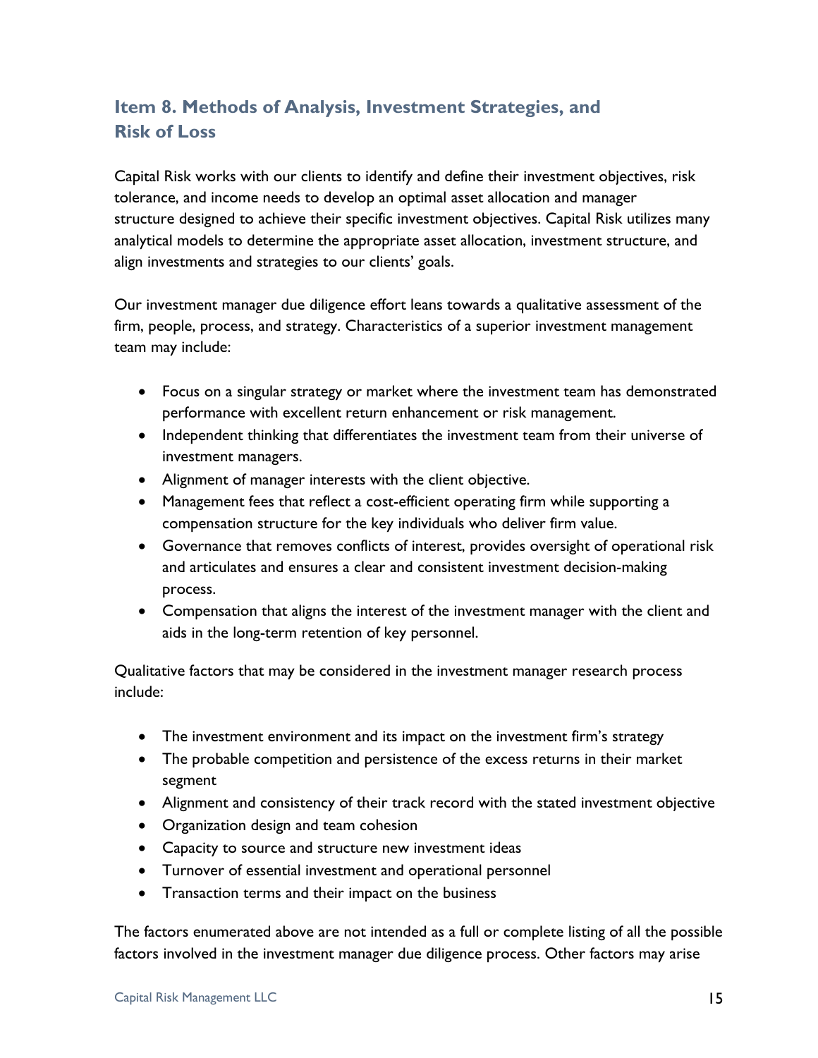## Item 8. Methods of Analysis, Investment Strategies, and Risk of Loss

Capital Risk works with our clients to identify and define their investment objectives, risk tolerance, and income needs to develop an optimal asset allocation and manager structure designed to achieve their specific investment objectives. Capital Risk utilizes many analytical models to determine the appropriate asset allocation, investment structure, and align investments and strategies to our clients' goals.

Our investment manager due diligence effort leans towards a qualitative assessment of the firm, people, process, and strategy. Characteristics of a superior investment management team may include:

- Focus on a singular strategy or market where the investment team has demonstrated performance with excellent return enhancement or risk management.
- Independent thinking that differentiates the investment team from their universe of investment managers.
- Alignment of manager interests with the client objective.
- Management fees that reflect a cost-efficient operating firm while supporting a compensation structure for the key individuals who deliver firm value.
- Governance that removes conflicts of interest, provides oversight of operational risk and articulates and ensures a clear and consistent investment decision-making process.
- Compensation that aligns the interest of the investment manager with the client and aids in the long-term retention of key personnel.

Qualitative factors that may be considered in the investment manager research process include:

- The investment environment and its impact on the investment firm's strategy
- The probable competition and persistence of the excess returns in their market segment
- Alignment and consistency of their track record with the stated investment objective
- Organization design and team cohesion
- Capacity to source and structure new investment ideas
- Turnover of essential investment and operational personnel
- Transaction terms and their impact on the business

The factors enumerated above are not intended as a full or complete listing of all the possible factors involved in the investment manager due diligence process. Other factors may arise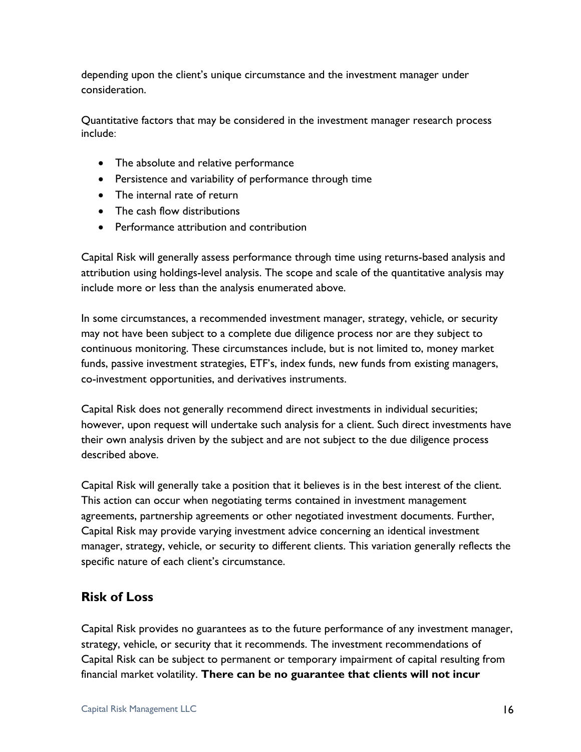depending upon the client's unique circumstance and the investment manager under consideration.

Quantitative factors that may be considered in the investment manager research process include:

- The absolute and relative performance
- Persistence and variability of performance through time
- The internal rate of return
- The cash flow distributions
- Performance attribution and contribution

Capital Risk will generally assess performance through time using returns-based analysis and attribution using holdings-level analysis. The scope and scale of the quantitative analysis may include more or less than the analysis enumerated above.

In some circumstances, a recommended investment manager, strategy, vehicle, or security may not have been subject to a complete due diligence process nor are they subject to continuous monitoring. These circumstances include, but is not limited to, money market funds, passive investment strategies, ETF's, index funds, new funds from existing managers, co-investment opportunities, and derivatives instruments.

Capital Risk does not generally recommend direct investments in individual securities; however, upon request will undertake such analysis for a client. Such direct investments have their own analysis driven by the subject and are not subject to the due diligence process described above.

Capital Risk will generally take a position that it believes is in the best interest of the client. This action can occur when negotiating terms contained in investment management agreements, partnership agreements or other negotiated investment documents. Further, Capital Risk may provide varying investment advice concerning an identical investment manager, strategy, vehicle, or security to different clients. This variation generally reflects the specific nature of each client's circumstance.

## Risk of Loss

Capital Risk provides no guarantees as to the future performance of any investment manager, strategy, vehicle, or security that it recommends. The investment recommendations of Capital Risk can be subject to permanent or temporary impairment of capital resulting from financial market volatility. **There can be no guarantee that clients will not incur**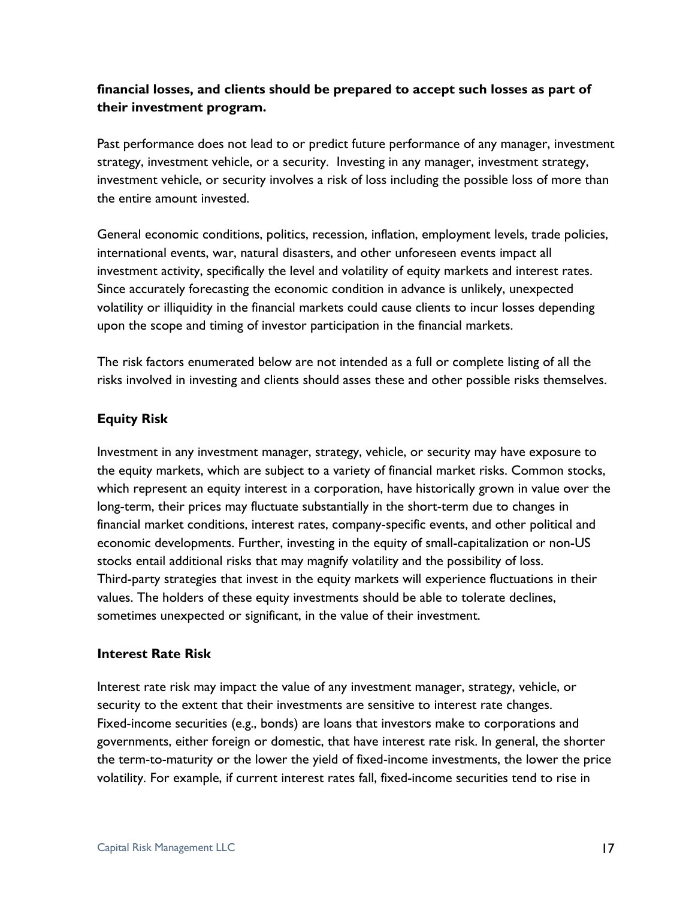**financial losses, and clients should be prepared to accept such losses as part of their investment program.**

Past performance does not lead to or predict future performance of any manager, investment strategy, investment vehicle, or a security. Investing in any manager, investment strategy, investment vehicle, or security involves a risk of loss including the possible loss of more than the entire amount invested.

General economic conditions, politics, recession, inflation, employment levels, trade policies, international events, war, natural disasters, and other unforeseen events impact all investment activity, specifically the level and volatility of equity markets and interest rates. Since accurately forecasting the economic condition in advance is unlikely, unexpected volatility or illiquidity in the financial markets could cause clients to incur losses depending upon the scope and timing of investor participation in the financial markets.

The risk factors enumerated below are not intended as a full or complete listing of all the risks involved in investing and clients should asses these and other possible risks themselves.

**Equity Risk**

Investment in any investment manager, strategy, vehicle, or security may have exposure to the equity markets, which are subject to a variety of financial market risks. Common stocks, which represent an equity interest in a corporation, have historically grown in value over the long-term, their prices may fluctuate substantially in the short-term due to changes in financial market conditions, interest rates, company-specific events, and other political and economic developments. Further, investing in the equity of small-capitalization or non-US stocks entail additional risks that may magnify volatility and the possibility of loss. Third-party strategies that invest in the equity markets will experience fluctuations in their values. The holders of these equity investments should be able to tolerate declines, sometimes unexpected or significant, in the value of their investment.

**Interest Rate Risk**

Interest rate risk may impact the value of any investment manager, strategy, vehicle, or security to the extent that their investments are sensitive to interest rate changes. Fixed-income securities (e.g., bonds) are loans that investors make to corporations and governments, either foreign or domestic, that have interest rate risk. In general, the shorter the term-to-maturity or the lower the yield of fixed-income investments, the lower the price volatility. For example, if current interest rates fall, fixed-income securities tend to rise in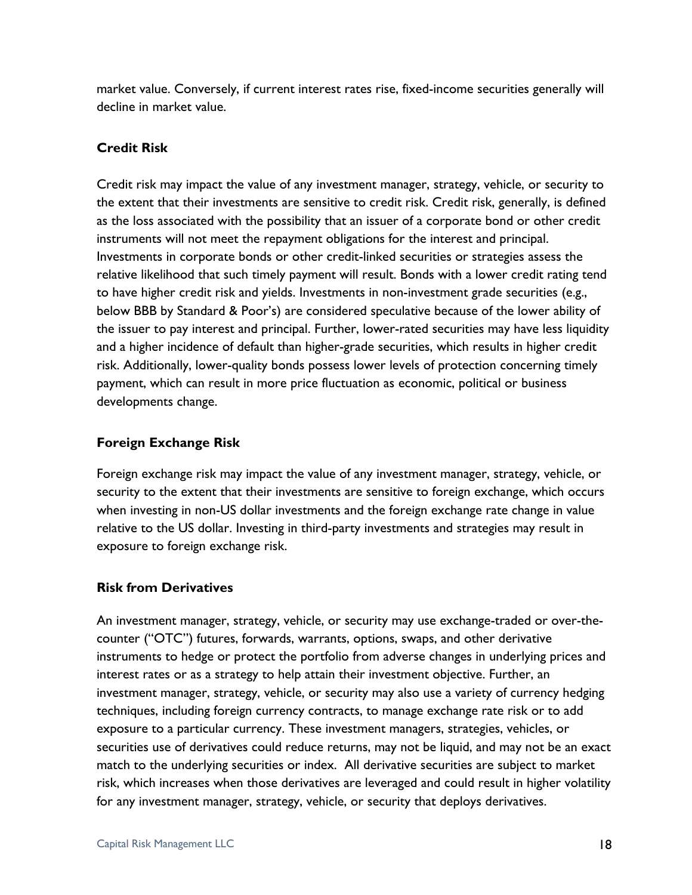market value. Conversely, if current interest rates rise, fixed-income securities generally will decline in market value.

### Credit Risk

Credit risk may impact the value of any investment manager, strategy, vehicle, or security to the extent that their investments are sensitive to credit risk. Credit risk, generally, is defined as the loss associated with the possibility that an issuer of a corporate bond or other credit instruments will not meet the repayment obligations for the interest and principal. Investments in corporate bonds or other credit-linked securities or strategies assess the relative likelihood that such timely payment will result. Bonds with a lower credit rating tend to have higher credit risk and yields. Investments in non-investment grade securities (e.g., below BBB by Standard & Poor's) are considered speculative because of the lower ability of the issuer to pay interest and principal. Further, lower-rated securities may have less liquidity and a higher incidence of default than higher-grade securities, which results in higher credit risk. Additionally, lower-quality bonds possess lower levels of protection concerning timely payment, which can result in more price fluctuation as economic, political or business developments change.

### Foreign Exchange Risk

Foreign exchange risk may impact the value of any investment manager, strategy, vehicle, or security to the extent that their investments are sensitive to foreign exchange, which occurs when investing in non-US dollar investments and the foreign exchange rate change in value relative to the US dollar. Investing in third-party investments and strategies may result in exposure to foreign exchange risk.

### Risk from Derivatives

An investment manager, strategy, vehicle, or security may use exchange-traded or over-the-counter ("OTC") futures, forwards, warrants, options, swaps, and other derivative instruments to hedge or protect the portfolio from adverse changes in underlying prices and interest rates or as a strategy to help attain their investment objective. Further, an investment manager, strategy, vehicle, or security may also use a variety of currency hedging techniques, including foreign currency contracts, to manage exchange rate risk or to add exposure to a particular currency. These investment managers, strategies, vehicles, or securities use of derivatives could reduce returns, may not be liquid, and may not be an exact match to the underlying securities or index. All derivative securities are subject to market risk, which increases when those derivatives are leveraged and could result in higher volatility for any investment manager, strategy, vehicle, or security that deploys derivatives.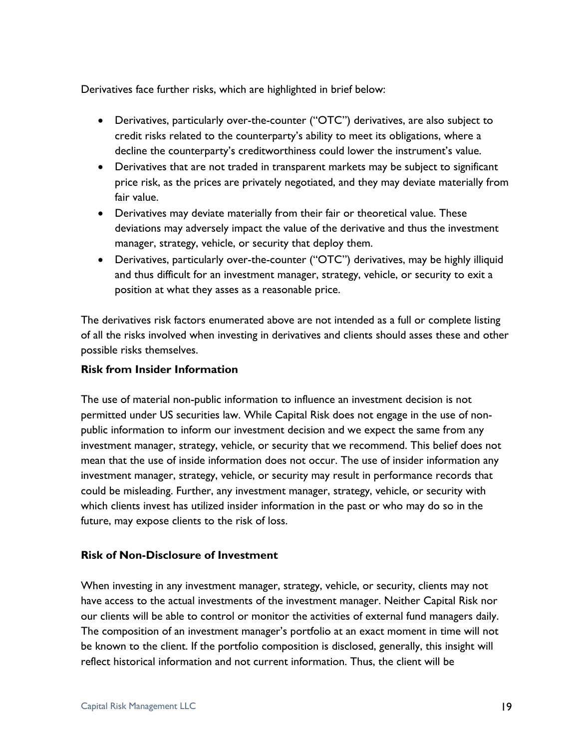Derivatives face further risks, which are highlighted in brief below:

- Derivatives, particularly over-the-counter ("OTC") derivatives, are also subject to credit risks related to the counterparty's ability to meet its obligations, where a decline the counterparty's creditworthiness could lower the instrument's value.
- Derivatives that are not traded in transparent markets may be subject to significant price risk, as the prices are privately negotiated, and they may deviate materially from fair value.
- Derivatives may deviate materially from their fair or theoretical value. These deviations may adversely impact the value of the derivative and thus the investment manager, strategy, vehicle, or security that deploy them.
- Derivatives, particularly over-the-counter ("OTC") derivatives, may be highly illiquid and thus difficult for an investment manager, strategy, vehicle, or security to exit a position at what they asses as a reasonable price.

The derivatives risk factors enumerated above are not intended as a full or complete listing of all the risks involved when investing in derivatives and clients should asses these and other possible risks themselves.

**Risk from Insider Information**

The use of material non-public information to influence an investment decision is not permitted under US securities law. While Capital Risk does not engage in the use of non-public information to inform our investment decision and we expect the same from any investment manager, strategy, vehicle, or security that we recommend. This belief does not mean that the use of inside information does not occur. The use of insider information any investment manager, strategy, vehicle, or security may result in performance records that could be misleading. Further, any investment manager, strategy, vehicle, or security with which clients invest has utilized insider information in the past or who may do so in the future, may expose clients to the risk of loss.

**Risk of Non-Disclosure of Investment**

When investing in any investment manager, strategy, vehicle, or security, clients may not have access to the actual investments of the investment manager. Neither Capital Risk nor our clients will be able to control or monitor the activities of external fund managers daily. The composition of an investment manager's portfolio at an exact moment in time will not be known to the client. If the portfolio composition is disclosed, generally, this insight will reflect historical information and not current information. Thus, the client will be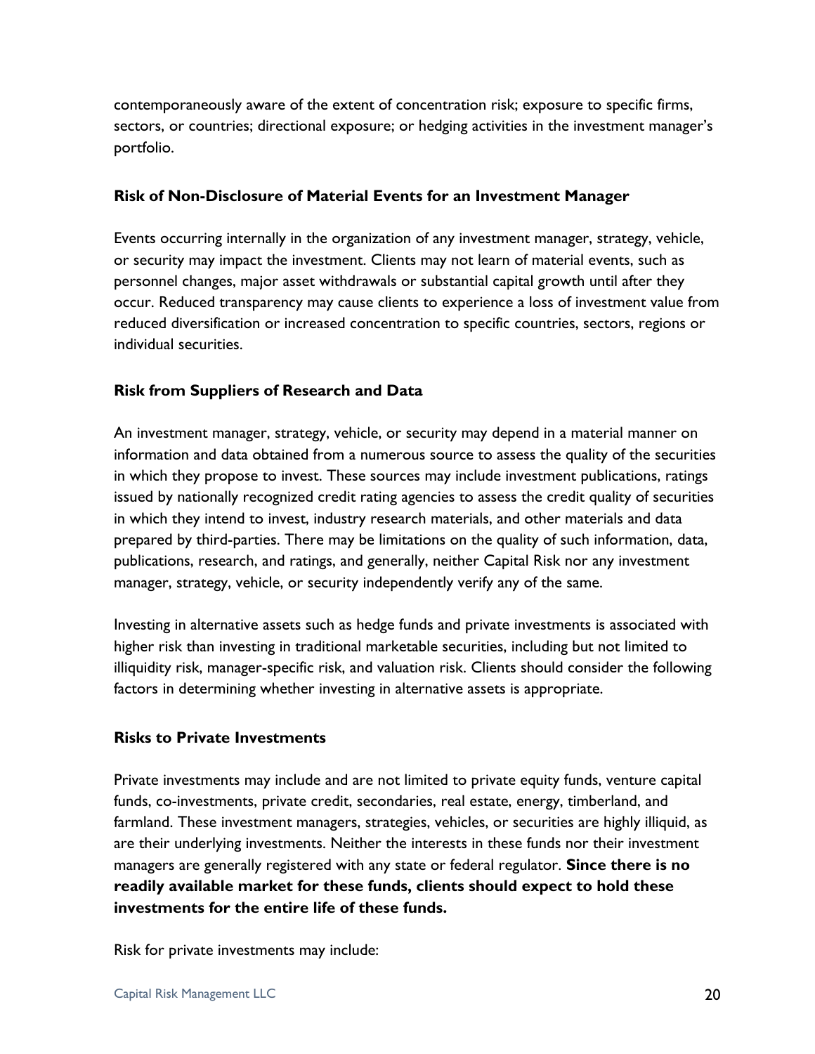contemporaneously aware of the extent of concentration risk; exposure to specific firms, sectors, or countries; directional exposure; or hedging activities in the investment manager's portfolio.

### Risk of Non-Disclosure of Material Events for an Investment Manager

Events occurring internally in the organization of any investment manager, strategy, vehicle, or security may impact the investment. Clients may not learn of material events, such as personnel changes, major asset withdrawals or substantial capital growth until after they occur. Reduced transparency may cause clients to experience a loss of investment value from reduced diversification or increased concentration to specific countries, sectors, regions or individual securities.

### Risk from Suppliers of Research and Data

An investment manager, strategy, vehicle, or security may depend in a material manner on information and data obtained from a numerous source to assess the quality of the securities in which they propose to invest. These sources may include investment publications, ratings issued by nationally recognized credit rating agencies to assess the credit quality of securities in which they intend to invest, industry research materials, and other materials and data prepared by third-parties. There may be limitations on the quality of such information, data, publications, research, and ratings, and generally, neither Capital Risk nor any investment manager, strategy, vehicle, or security independently verify any of the same.

Investing in alternative assets such as hedge funds and private investments is associated with higher risk than investing in traditional marketable securities, including but not limited to illiquidity risk, manager-specific risk, and valuation risk. Clients should consider the following factors in determining whether investing in alternative assets is appropriate.

### Risks to Private Investments

Private investments may include and are not limited to private equity funds, venture capital funds, co-investments, private credit, secondaries, real estate, energy, timberland, and farmland. These investment managers, strategies, vehicles, or securities are highly illiquid, as are their underlying investments. Neither the interests in these funds nor their investment managers are generally registered with any state or federal regulator. **Since there is no readily available market for these funds, clients should expect to hold these investments for the entire life of these funds.**

Risk for private investments may include: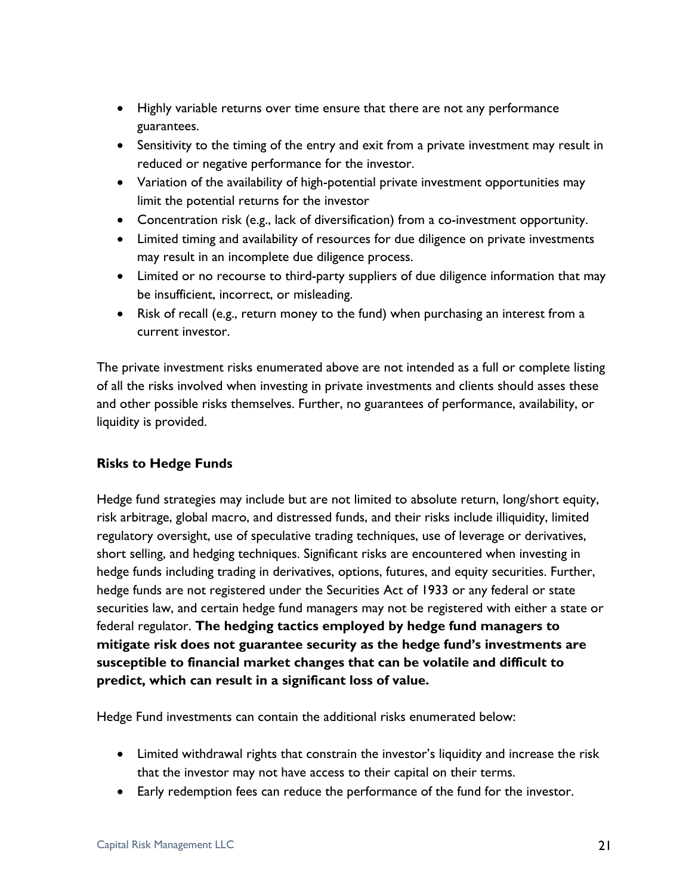- Highly variable returns over time ensure that there are not any performance guarantees.
- Sensitivity to the timing of the entry and exit from a private investment may result in reduced or negative performance for the investor.
- Variation of the availability of high-potential private investment opportunities may limit the potential returns for the investor
- Concentration risk (e.g., lack of diversification) from a co-investment opportunity.
- Limited timing and availability of resources for due diligence on private investments may result in an incomplete due diligence process.
- Limited or no recourse to third-party suppliers of due diligence information that may be insufficient, incorrect, or misleading.
- Risk of recall (e.g., return money to the fund) when purchasing an interest from a current investor.

The private investment risks enumerated above are not intended as a full or complete listing of all the risks involved when investing in private investments and clients should asses these and other possible risks themselves. Further, no guarantees of performance, availability, or liquidity is provided.

**Risks to Hedge Funds**

Hedge fund strategies may include but are not limited to absolute return, long/short equity, risk arbitrage, global macro, and distressed funds, and their risks include illiquidity, limited regulatory oversight, use of speculative trading techniques, use of leverage or derivatives, short selling, and hedging techniques. Significant risks are encountered when investing in hedge funds including trading in derivatives, options, futures, and equity securities. Further, hedge funds are not registered under the Securities Act of 1933 or any federal or state securities law, and certain hedge fund managers may not be registered with either a state or federal regulator. **The hedging tactics employed by hedge fund managers to mitigate risk does not guarantee security as the hedge fund's investments are susceptible to financial market changes that can be volatile and difficult to predict, which can result in a significant loss of value.**

Hedge Fund investments can contain the additional risks enumerated below:

- Limited withdrawal rights that constrain the investor's liquidity and increase the risk that the investor may not have access to their capital on their terms.
- Early redemption fees can reduce the performance of the fund for the investor.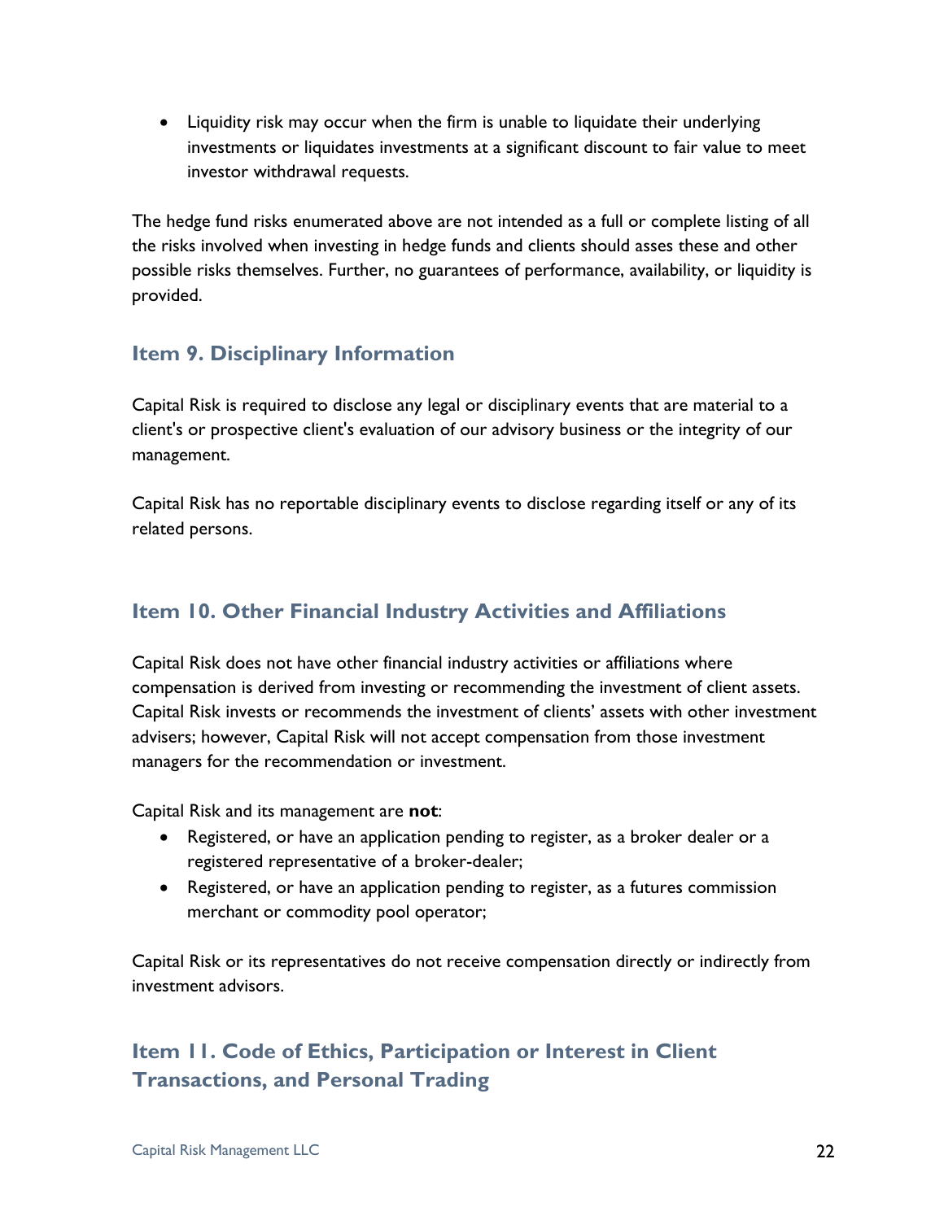- Liquidity risk may occur when the firm is unable to liquidate their underlying investments or liquidates investments at a significant discount to fair value to meet investor withdrawal requests.

The hedge fund risks enumerated above are not intended as a full or complete listing of all the risks involved when investing in hedge funds and clients should asses these and other possible risks themselves. Further, no guarantees of performance, availability, or liquidity is provided.

## Item 9. Disciplinary Information

Capital Risk is required to disclose any legal or disciplinary events that are material to a client's or prospective client's evaluation of our advisory business or the integrity of our management.

Capital Risk has no reportable disciplinary events to disclose regarding itself or any of its related persons.

## Item 10. Other Financial Industry Activities and Affiliations

Capital Risk does not have other financial industry activities or affiliations where compensation is derived from investing or recommending the investment of client assets. Capital Risk invests or recommends the investment of clients' assets with other investment advisers; however, Capital Risk will not accept compensation from those investment managers for the recommendation or investment.

Capital Risk and its management are **not**:

- Registered, or have an application pending to register, as a broker dealer or a registered representative of a broker-dealer;
- Registered, or have an application pending to register, as a futures commission merchant or commodity pool operator;

Capital Risk or its representatives do not receive compensation directly or indirectly from investment advisors.

## Item 11. Code of Ethics, Participation or Interest in Client Transactions, and Personal Trading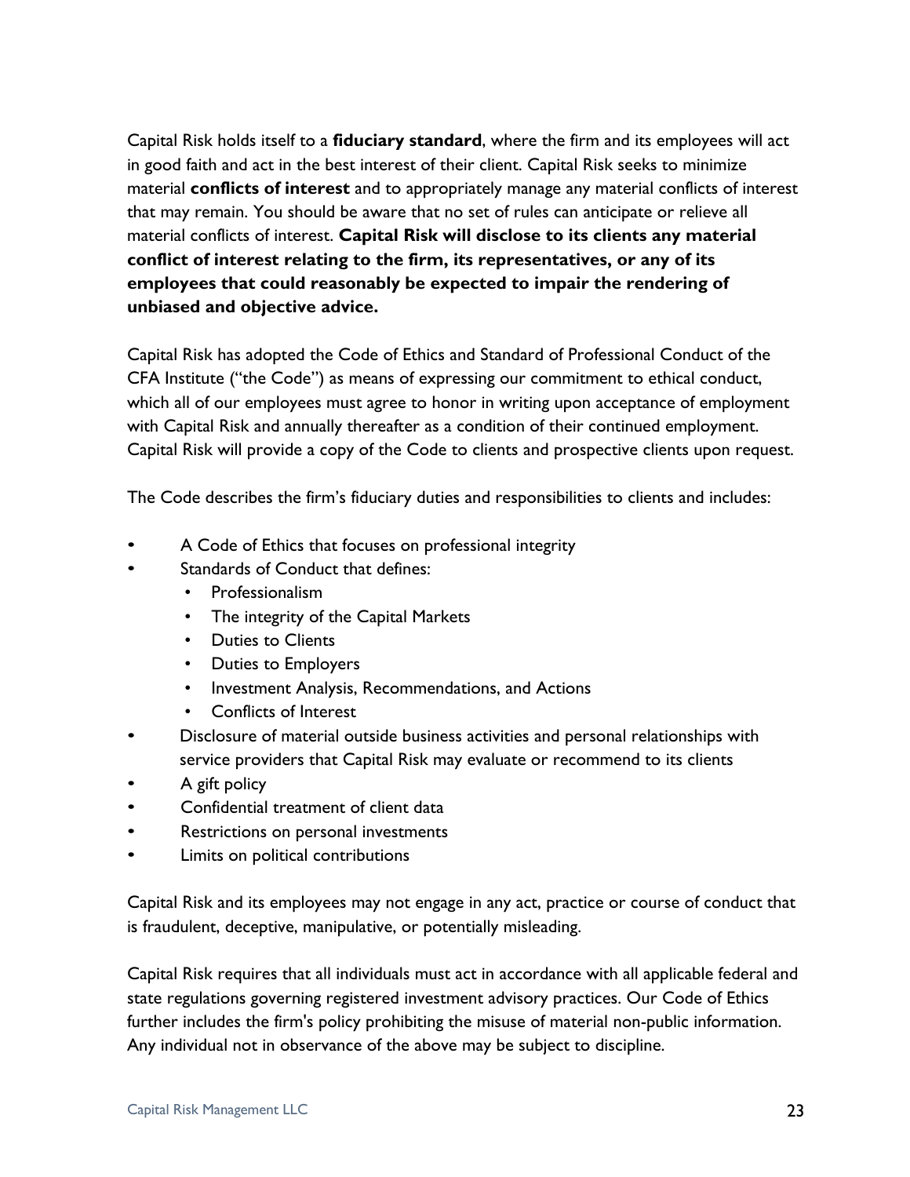Capital Risk holds itself to a **fiduciary standard**, where the firm and its employees will act in good faith and act in the best interest of their client. Capital Risk seeks to minimize material **conflicts of interest** and to appropriately manage any material conflicts of interest that may remain. You should be aware that no set of rules can anticipate or relieve all material conflicts of interest. **Capital Risk will disclose to its clients any material conflict of interest relating to the firm, its representatives, or any of its employees that could reasonably be expected to impair the rendering of unbiased and objective advice.**

Capital Risk has adopted the Code of Ethics and Standard of Professional Conduct of the CFA Institute ("the Code") as means of expressing our commitment to ethical conduct, which all of our employees must agree to honor in writing upon acceptance of employment with Capital Risk and annually thereafter as a condition of their continued employment. Capital Risk will provide a copy of the Code to clients and prospective clients upon request.

The Code describes the firm's fiduciary duties and responsibilities to clients and includes:

- A Code of Ethics that focuses on professional integrity
- Standards of Conduct that defines:
  - Professionalism
  - The integrity of the Capital Markets
  - Duties to Clients
  - Duties to Employers
  - Investment Analysis, Recommendations, and Actions
  - Conflicts of Interest
- Disclosure of material outside business activities and personal relationships with service providers that Capital Risk may evaluate or recommend to its clients
- A gift policy
- Confidential treatment of client data
- Restrictions on personal investments
- Limits on political contributions

Capital Risk and its employees may not engage in any act, practice or course of conduct that is fraudulent, deceptive, manipulative, or potentially misleading.

Capital Risk requires that all individuals must act in accordance with all applicable federal and state regulations governing registered investment advisory practices. Our Code of Ethics further includes the firm's policy prohibiting the misuse of material non-public information. Any individual not in observance of the above may be subject to discipline.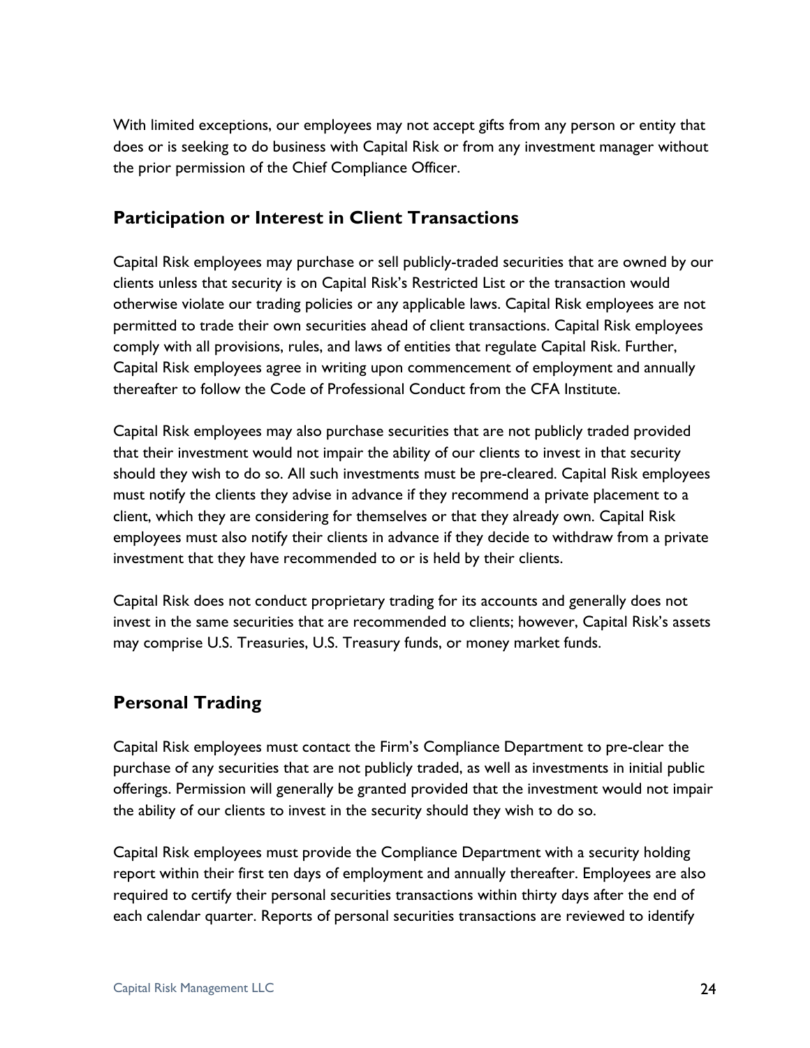With limited exceptions, our employees may not accept gifts from any person or entity that does or is seeking to do business with Capital Risk or from any investment manager without the prior permission of the Chief Compliance Officer.

## Participation or Interest in Client Transactions

Capital Risk employees may purchase or sell publicly-traded securities that are owned by our clients unless that security is on Capital Risk's Restricted List or the transaction would otherwise violate our trading policies or any applicable laws. Capital Risk employees are not permitted to trade their own securities ahead of client transactions. Capital Risk employees comply with all provisions, rules, and laws of entities that regulate Capital Risk. Further, Capital Risk employees agree in writing upon commencement of employment and annually thereafter to follow the Code of Professional Conduct from the CFA Institute.

Capital Risk employees may also purchase securities that are not publicly traded provided that their investment would not impair the ability of our clients to invest in that security should they wish to do so. All such investments must be pre-cleared. Capital Risk employees must notify the clients they advise in advance if they recommend a private placement to a client, which they are considering for themselves or that they already own. Capital Risk employees must also notify their clients in advance if they decide to withdraw from a private investment that they have recommended to or is held by their clients.

Capital Risk does not conduct proprietary trading for its accounts and generally does not invest in the same securities that are recommended to clients; however, Capital Risk's assets may comprise U.S. Treasuries, U.S. Treasury funds, or money market funds.

## Personal Trading

Capital Risk employees must contact the Firm's Compliance Department to pre-clear the purchase of any securities that are not publicly traded, as well as investments in initial public offerings. Permission will generally be granted provided that the investment would not impair the ability of our clients to invest in the security should they wish to do so.

Capital Risk employees must provide the Compliance Department with a security holding report within their first ten days of employment and annually thereafter. Employees are also required to certify their personal securities transactions within thirty days after the end of each calendar quarter. Reports of personal securities transactions are reviewed to identify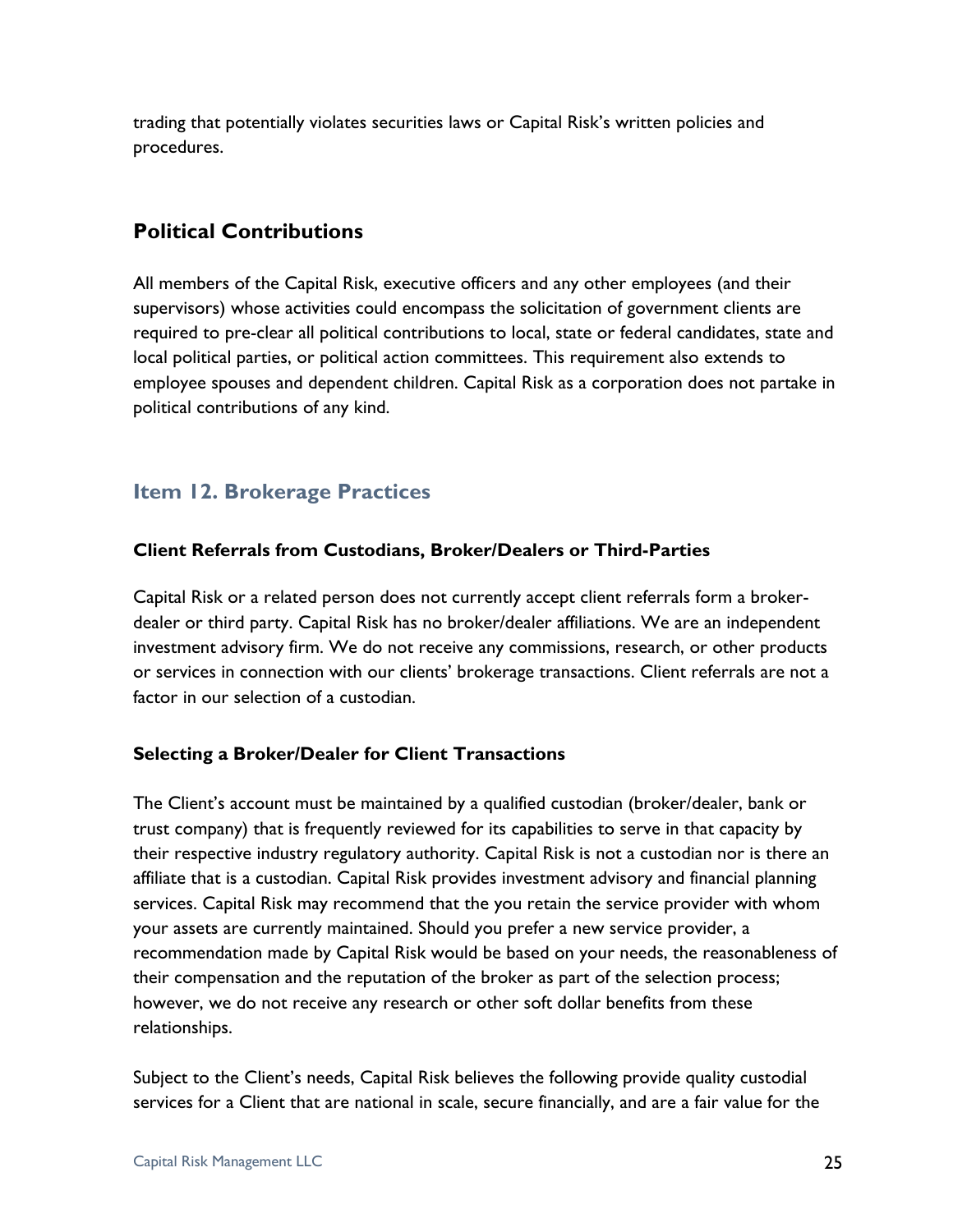trading that potentially violates securities laws or Capital Risk's written policies and procedures.

### Political Contributions

All members of the Capital Risk, executive officers and any other employees (and their supervisors) whose activities could encompass the solicitation of government clients are required to pre-clear all political contributions to local, state or federal candidates, state and local political parties, or political action committees. This requirement also extends to employee spouses and dependent children. Capital Risk as a corporation does not partake in political contributions of any kind.

## Item 12. Brokerage Practices

#### Client Referrals from Custodians, Broker/Dealers or Third-Parties

Capital Risk or a related person does not currently accept client referrals form a broker-dealer or third party. Capital Risk has no broker/dealer affiliations. We are an independent investment advisory firm. We do not receive any commissions, research, or other products or services in connection with our clients' brokerage transactions. Client referrals are not a factor in our selection of a custodian.

#### Selecting a Broker/Dealer for Client Transactions

The Client's account must be maintained by a qualified custodian (broker/dealer, bank or trust company) that is frequently reviewed for its capabilities to serve in that capacity by their respective industry regulatory authority. Capital Risk is not a custodian nor is there an affiliate that is a custodian. Capital Risk provides investment advisory and financial planning services. Capital Risk may recommend that the you retain the service provider with whom your assets are currently maintained. Should you prefer a new service provider, a recommendation made by Capital Risk would be based on your needs, the reasonableness of their compensation and the reputation of the broker as part of the selection process; however, we do not receive any research or other soft dollar benefits from these relationships.

Subject to the Client's needs, Capital Risk believes the following provide quality custodial services for a Client that are national in scale, secure financially, and are a fair value for the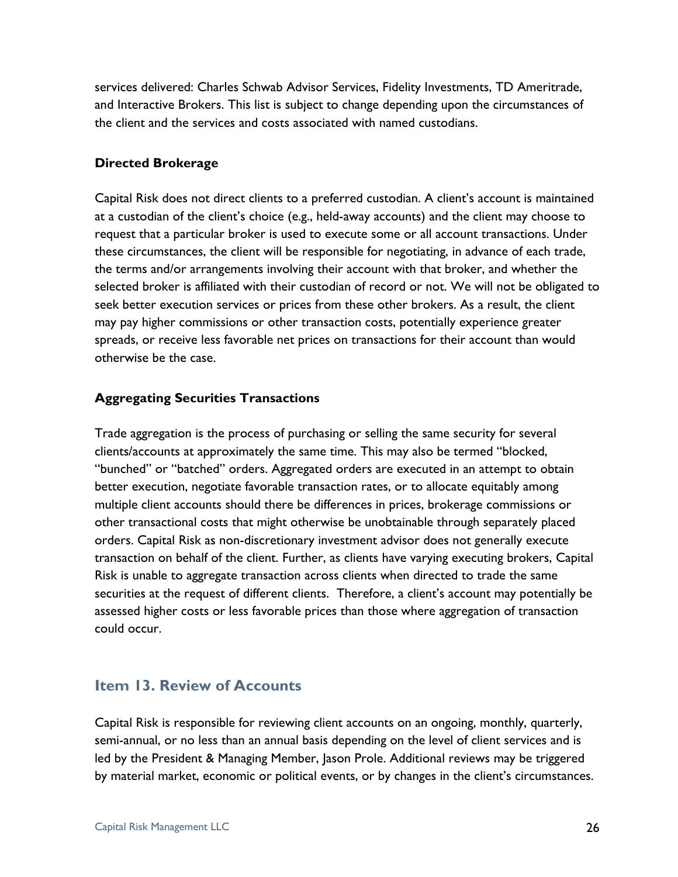services delivered: Charles Schwab Advisor Services, Fidelity Investments, TD Ameritrade, and Interactive Brokers. This list is subject to change depending upon the circumstances of the client and the services and costs associated with named custodians.

**Directed Brokerage**

Capital Risk does not direct clients to a preferred custodian. A client's account is maintained at a custodian of the client's choice (e.g., held-away accounts) and the client may choose to request that a particular broker is used to execute some or all account transactions. Under these circumstances, the client will be responsible for negotiating, in advance of each trade, the terms and/or arrangements involving their account with that broker, and whether the selected broker is affiliated with their custodian of record or not. We will not be obligated to seek better execution services or prices from these other brokers. As a result, the client may pay higher commissions or other transaction costs, potentially experience greater spreads, or receive less favorable net prices on transactions for their account than would otherwise be the case.

**Aggregating Securities Transactions**

Trade aggregation is the process of purchasing or selling the same security for several clients/accounts at approximately the same time. This may also be termed "blocked, "bunched" or "batched" orders. Aggregated orders are executed in an attempt to obtain better execution, negotiate favorable transaction rates, or to allocate equitably among multiple client accounts should there be differences in prices, brokerage commissions or other transactional costs that might otherwise be unobtainable through separately placed orders. Capital Risk as non-discretionary investment advisor does not generally execute transaction on behalf of the client. Further, as clients have varying executing brokers, Capital Risk is unable to aggregate transaction across clients when directed to trade the same securities at the request of different clients. Therefore, a client's account may potentially be assessed higher costs or less favorable prices than those where aggregation of transaction could occur.

## Item 13. Review of Accounts

Capital Risk is responsible for reviewing client accounts on an ongoing, monthly, quarterly, semi-annual, or no less than an annual basis depending on the level of client services and is led by the President & Managing Member, Jason Prole. Additional reviews may be triggered by material market, economic or political events, or by changes in the client's circumstances.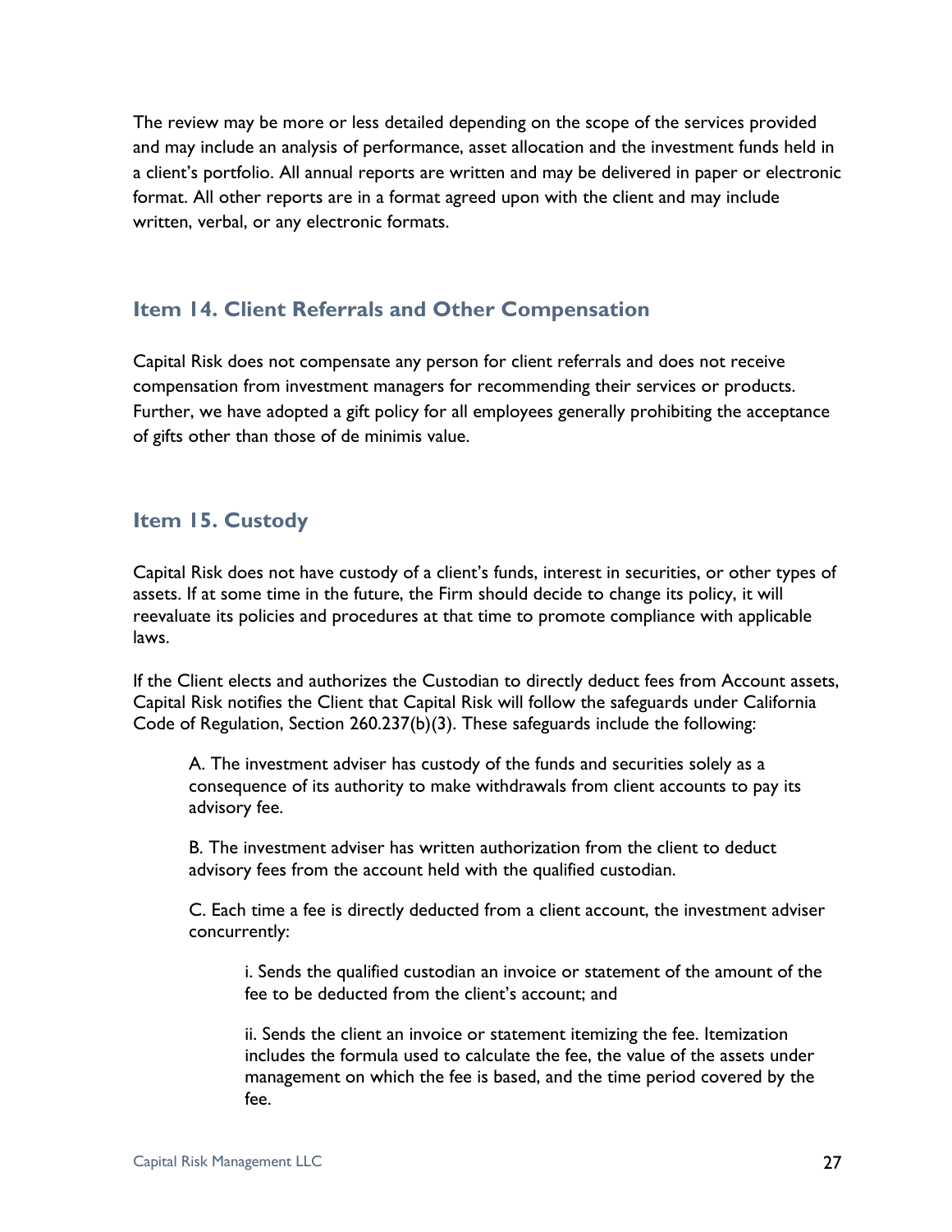The review may be more or less detailed depending on the scope of the services provided and may include an analysis of performance, asset allocation and the investment funds held in a client's portfolio. All annual reports are written and may be delivered in paper or electronic format. All other reports are in a format agreed upon with the client and may include written, verbal, or any electronic formats.

## Item 14. Client Referrals and Other Compensation

Capital Risk does not compensate any person for client referrals and does not receive compensation from investment managers for recommending their services or products. Further, we have adopted a gift policy for all employees generally prohibiting the acceptance of gifts other than those of de minimis value.

## Item 15. Custody

Capital Risk does not have custody of a client's funds, interest in securities, or other types of assets. If at some time in the future, the Firm should decide to change its policy, it will reevaluate its policies and procedures at that time to promote compliance with applicable laws.

If the Client elects and authorizes the Custodian to directly deduct fees from Account assets, Capital Risk notifies the Client that Capital Risk will follow the safeguards under California Code of Regulation, Section 260.237(b)(3). These safeguards include the following:

A. The investment adviser has custody of the funds and securities solely as a consequence of its authority to make withdrawals from client accounts to pay its advisory fee.

B. The investment adviser has written authorization from the client to deduct advisory fees from the account held with the qualified custodian.

C. Each time a fee is directly deducted from a client account, the investment adviser concurrently:

> i. Sends the qualified custodian an invoice or statement of the amount of the fee to be deducted from the client's account; and
>
> ii. Sends the client an invoice or statement itemizing the fee. Itemization includes the formula used to calculate the fee, the value of the assets under management on which the fee is based, and the time period covered by the fee.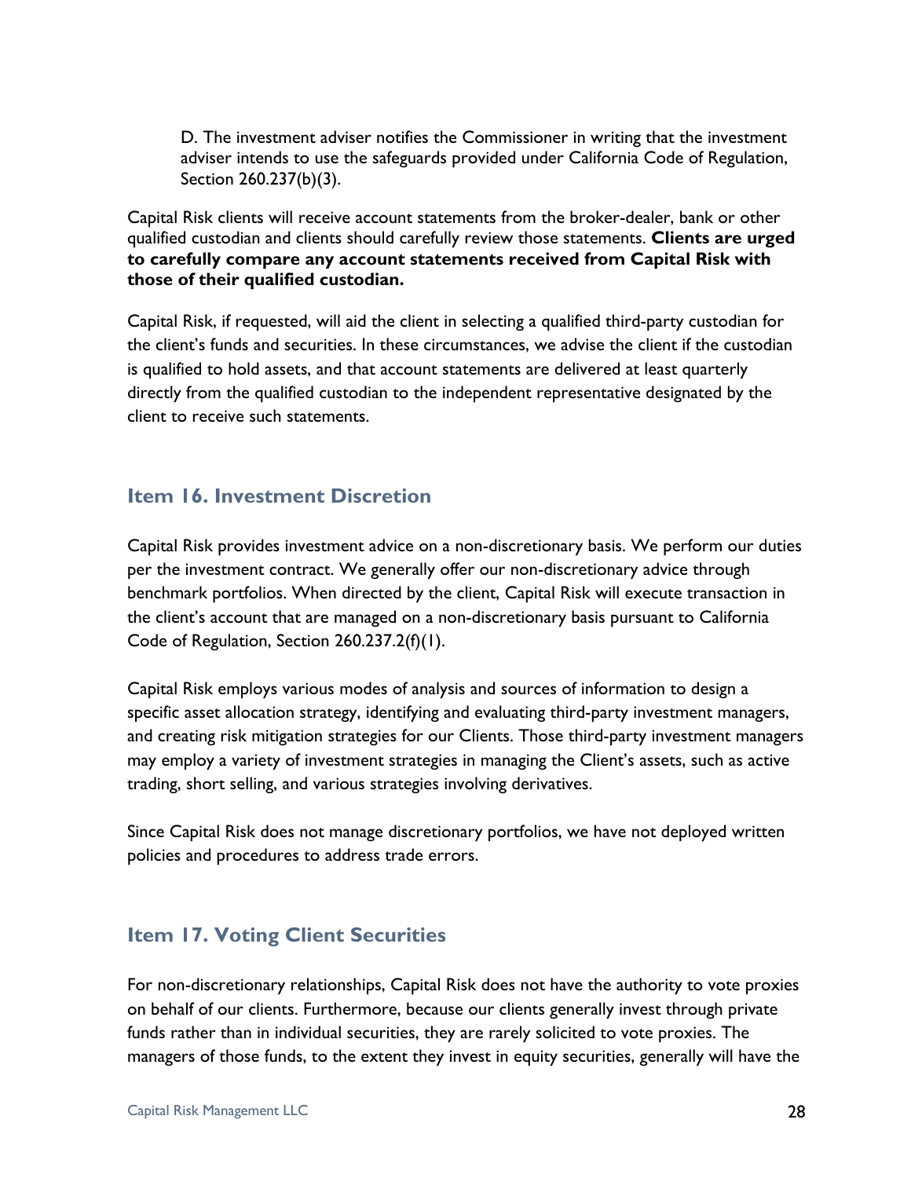D. The investment adviser notifies the Commissioner in writing that the investment adviser intends to use the safeguards provided under California Code of Regulation, Section 260.237(b)(3).

Capital Risk clients will receive account statements from the broker-dealer, bank or other qualified custodian and clients should carefully review those statements. **Clients are urged to carefully compare any account statements received from Capital Risk with those of their qualified custodian.**

Capital Risk, if requested, will aid the client in selecting a qualified third-party custodian for the client's funds and securities. In these circumstances, we advise the client if the custodian is qualified to hold assets, and that account statements are delivered at least quarterly directly from the qualified custodian to the independent representative designated by the client to receive such statements.

## Item 16. Investment Discretion

Capital Risk provides investment advice on a non-discretionary basis. We perform our duties per the investment contract. We generally offer our non-discretionary advice through benchmark portfolios. When directed by the client, Capital Risk will execute transaction in the client's account that are managed on a non-discretionary basis pursuant to California Code of Regulation, Section 260.237.2(f)(1).

Capital Risk employs various modes of analysis and sources of information to design a specific asset allocation strategy, identifying and evaluating third-party investment managers, and creating risk mitigation strategies for our Clients. Those third-party investment managers may employ a variety of investment strategies in managing the Client's assets, such as active trading, short selling, and various strategies involving derivatives.

Since Capital Risk does not manage discretionary portfolios, we have not deployed written policies and procedures to address trade errors.

## Item 17. Voting Client Securities

For non-discretionary relationships, Capital Risk does not have the authority to vote proxies on behalf of our clients. Furthermore, because our clients generally invest through private funds rather than in individual securities, they are rarely solicited to vote proxies. The managers of those funds, to the extent they invest in equity securities, generally will have the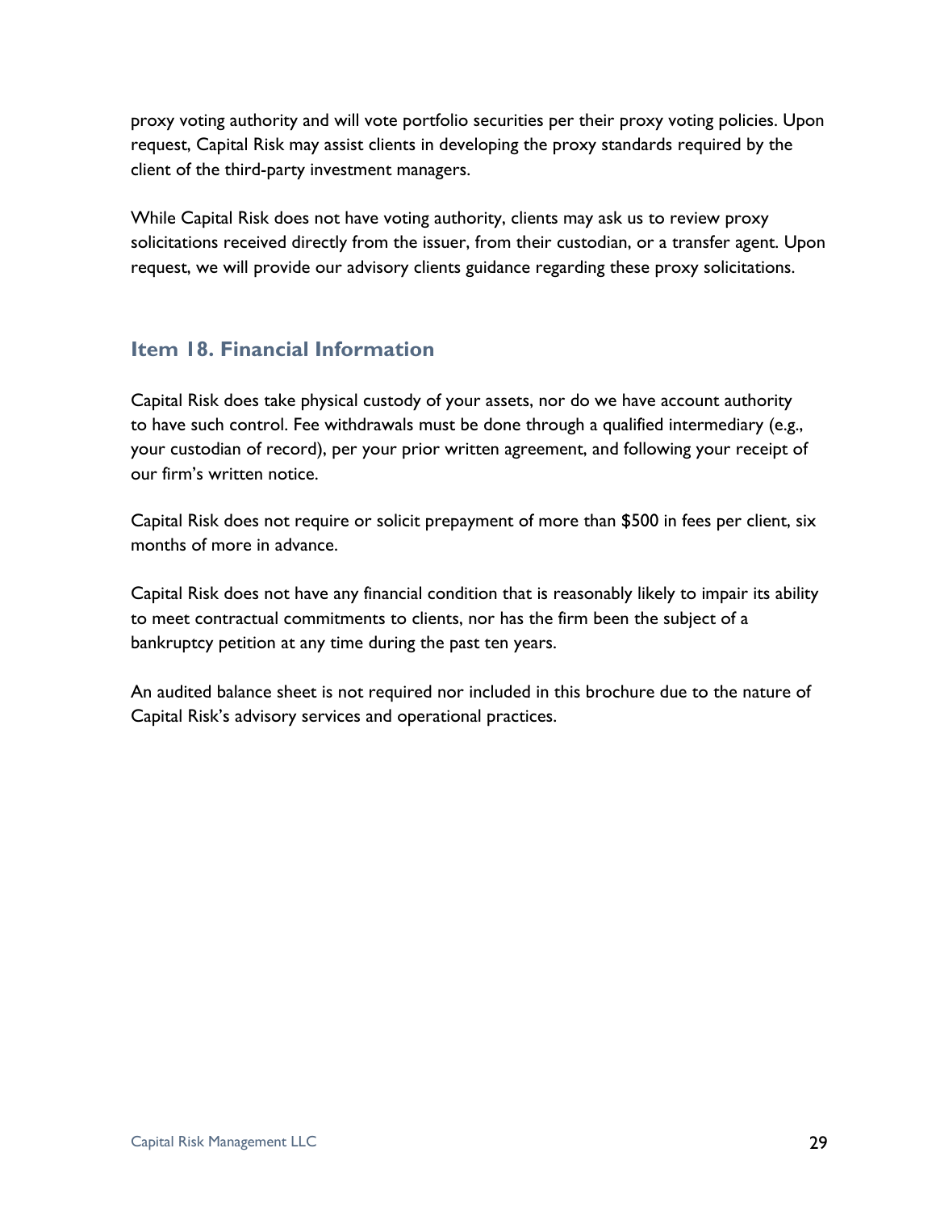proxy voting authority and will vote portfolio securities per their proxy voting policies. Upon request, Capital Risk may assist clients in developing the proxy standards required by the client of the third-party investment managers.

While Capital Risk does not have voting authority, clients may ask us to review proxy solicitations received directly from the issuer, from their custodian, or a transfer agent. Upon request, we will provide our advisory clients guidance regarding these proxy solicitations.

## Item 18. Financial Information

Capital Risk does take physical custody of your assets, nor do we have account authority to have such control. Fee withdrawals must be done through a qualified intermediary (e.g., your custodian of record), per your prior written agreement, and following your receipt of our firm's written notice.

Capital Risk does not require or solicit prepayment of more than $500 in fees per client, six months of more in advance.

Capital Risk does not have any financial condition that is reasonably likely to impair its ability to meet contractual commitments to clients, nor has the firm been the subject of a bankruptcy petition at any time during the past ten years.

An audited balance sheet is not required nor included in this brochure due to the nature of Capital Risk's advisory services and operational practices.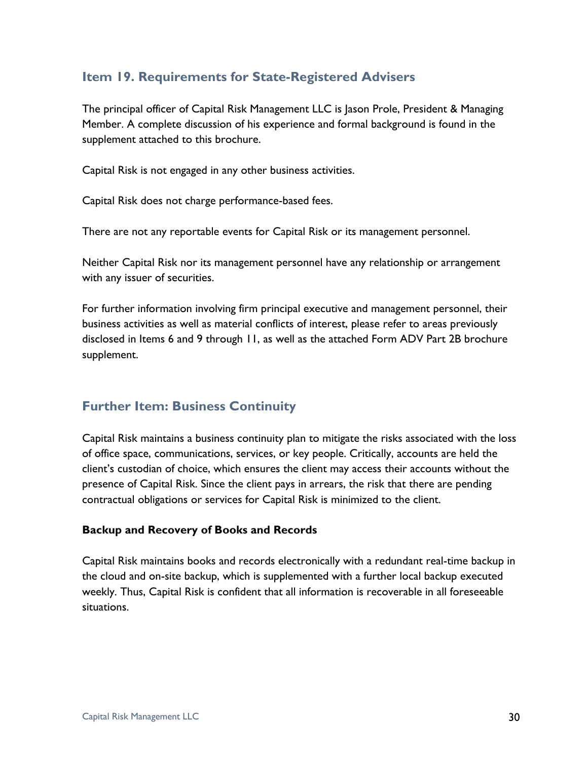## Item 19. Requirements for State-Registered Advisers

The principal officer of Capital Risk Management LLC is Jason Prole, President & Managing Member. A complete discussion of his experience and formal background is found in the supplement attached to this brochure.

Capital Risk is not engaged in any other business activities.

Capital Risk does not charge performance-based fees.

There are not any reportable events for Capital Risk or its management personnel.

Neither Capital Risk nor its management personnel have any relationship or arrangement with any issuer of securities.

For further information involving firm principal executive and management personnel, their business activities as well as material conflicts of interest, please refer to areas previously disclosed in Items 6 and 9 through 11, as well as the attached Form ADV Part 2B brochure supplement.

## Further Item: Business Continuity

Capital Risk maintains a business continuity plan to mitigate the risks associated with the loss of office space, communications, services, or key people. Critically, accounts are held the client's custodian of choice, which ensures the client may access their accounts without the presence of Capital Risk. Since the client pays in arrears, the risk that there are pending contractual obligations or services for Capital Risk is minimized to the client.

**Backup and Recovery of Books and Records**

Capital Risk maintains books and records electronically with a redundant real-time backup in the cloud and on-site backup, which is supplemented with a further local backup executed weekly. Thus, Capital Risk is confident that all information is recoverable in all foreseeable situations.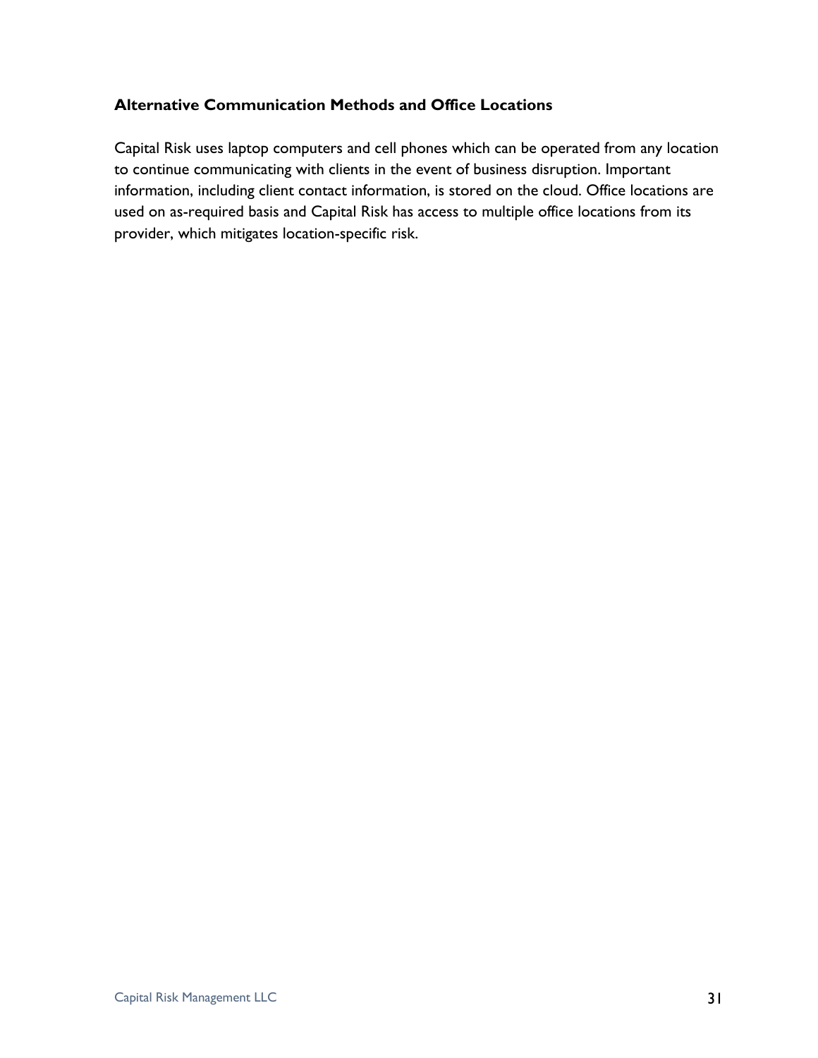### Alternative Communication Methods and Office Locations

Capital Risk uses laptop computers and cell phones which can be operated from any location to continue communicating with clients in the event of business disruption. Important information, including client contact information, is stored on the cloud. Office locations are used on as-required basis and Capital Risk has access to multiple office locations from its provider, which mitigates location-specific risk.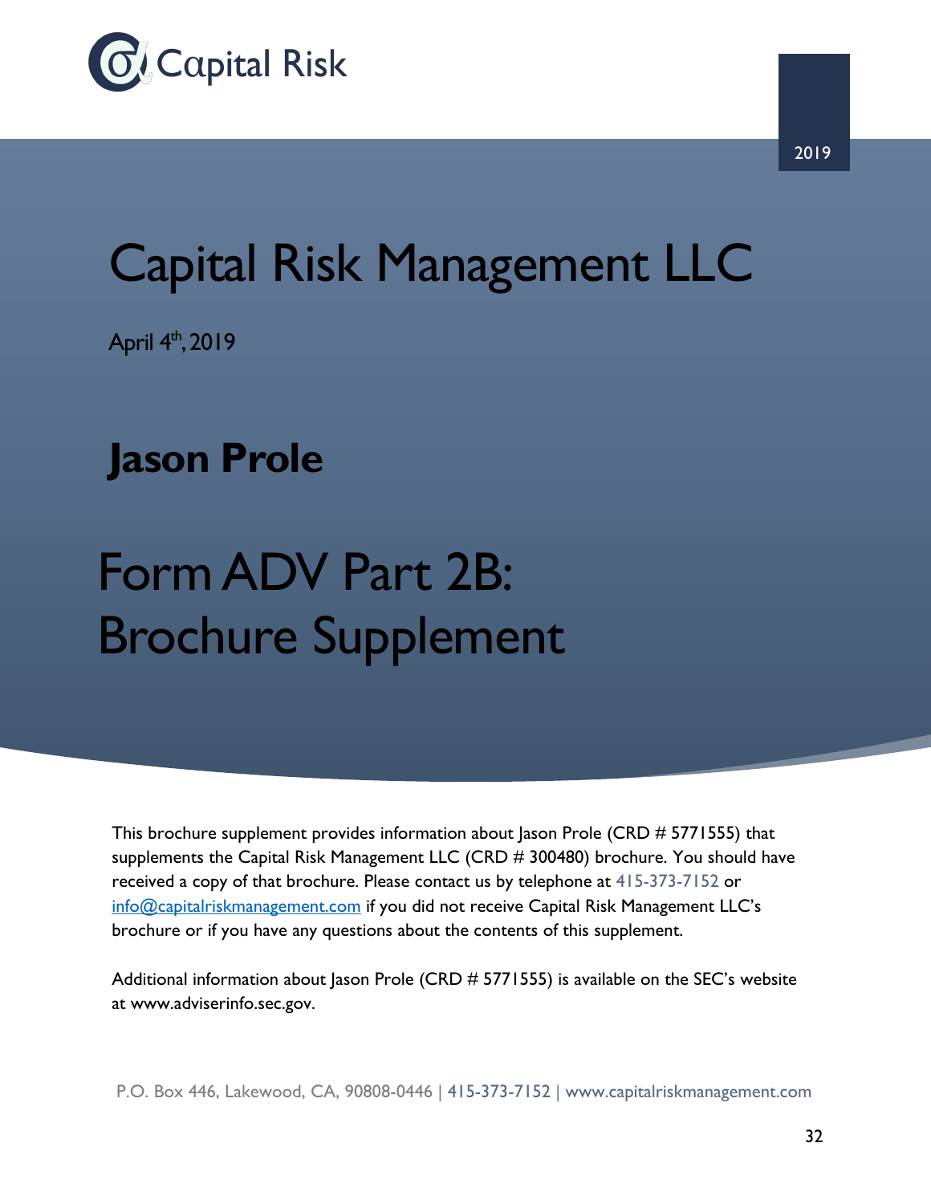Capital Risk

2019

# Capital Risk Management LLC

April 4th, 2019

## Jason Prole

# Form ADV Part 2B: Brochure Supplement

This brochure supplement provides information about Jason Prole (CRD # 5771555) that supplements the Capital Risk Management LLC (CRD # 300480) brochure. You should have received a copy of that brochure. Please contact us by telephone at 415-373-7152 or info@capitalriskmanagement.com if you did not receive Capital Risk Management LLC's brochure or if you have any questions about the contents of this supplement.

Additional information about Jason Prole (CRD # 5771555) is available on the SEC's website at www.adviserinfo.sec.gov.

P.O. Box 446, Lakewood, CA, 90808-0446 | 415-373-7152 | www.capitalriskmanagement.com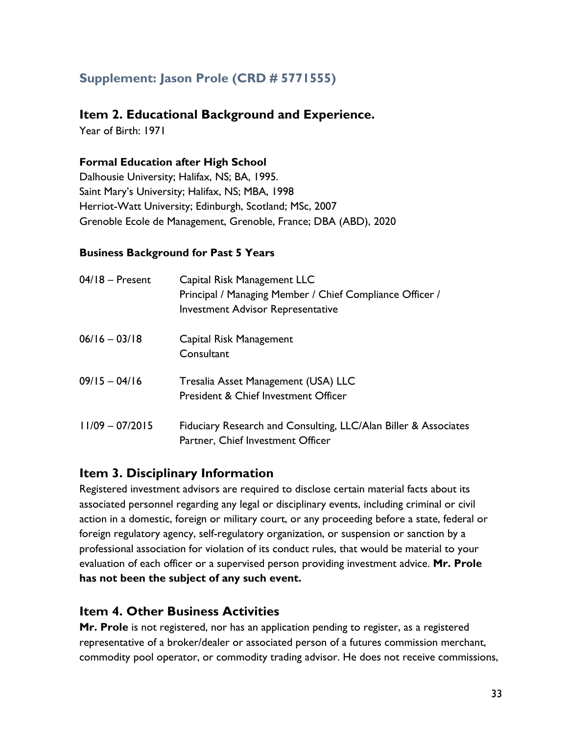## Supplement: Jason Prole (CRD # 5771555)

### Item 2. Educational Background and Experience.

Year of Birth: 1971

**Formal Education after High School**

Dalhousie University; Halifax, NS; BA, 1995.
Saint Mary's University; Halifax, NS; MBA, 1998
Herriot-Watt University; Edinburgh, Scotland; MSc, 2007
Grenoble Ecole de Management, Grenoble, France; DBA (ABD), 2020

**Business Background for Past 5 Years**

| | |
|---|---|
| 04/18 – Present | Capital Risk Management LLC<br>Principal / Managing Member / Chief Compliance Officer / Investment Advisor Representative |
| 06/16 – 03/18 | Capital Risk Management<br>Consultant |
| 09/15 – 04/16 | Tresalia Asset Management (USA) LLC<br>President & Chief Investment Officer |
| 11/09 – 07/2015 | Fiduciary Research and Consulting, LLC/Alan Biller & Associates<br>Partner, Chief Investment Officer |

### Item 3. Disciplinary Information

Registered investment advisors are required to disclose certain material facts about its associated personnel regarding any legal or disciplinary events, including criminal or civil action in a domestic, foreign or military court, or any proceeding before a state, federal or foreign regulatory agency, self-regulatory organization, or suspension or sanction by a professional association for violation of its conduct rules, that would be material to your evaluation of each officer or a supervised person providing investment advice. **Mr. Prole has not been the subject of any such event.**

### Item 4. Other Business Activities

**Mr. Prole** is not registered, nor has an application pending to register, as a registered representative of a broker/dealer or associated person of a futures commission merchant, commodity pool operator, or commodity trading advisor. He does not receive commissions,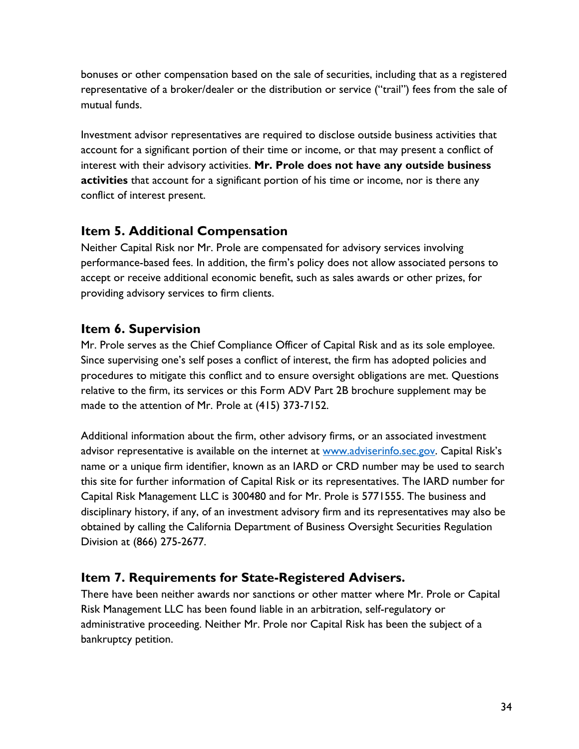bonuses or other compensation based on the sale of securities, including that as a registered representative of a broker/dealer or the distribution or service ("trail") fees from the sale of mutual funds.

Investment advisor representatives are required to disclose outside business activities that account for a significant portion of their time or income, or that may present a conflict of interest with their advisory activities. **Mr. Prole does not have any outside business activities** that account for a significant portion of his time or income, nor is there any conflict of interest present.

## Item 5. Additional Compensation

Neither Capital Risk nor Mr. Prole are compensated for advisory services involving performance-based fees. In addition, the firm's policy does not allow associated persons to accept or receive additional economic benefit, such as sales awards or other prizes, for providing advisory services to firm clients.

## Item 6. Supervision

Mr. Prole serves as the Chief Compliance Officer of Capital Risk and as its sole employee. Since supervising one's self poses a conflict of interest, the firm has adopted policies and procedures to mitigate this conflict and to ensure oversight obligations are met. Questions relative to the firm, its services or this Form ADV Part 2B brochure supplement may be made to the attention of Mr. Prole at (415) 373-7152.

Additional information about the firm, other advisory firms, or an associated investment advisor representative is available on the internet at [www.adviserinfo.sec.gov](www.adviserinfo.sec.gov). Capital Risk's name or a unique firm identifier, known as an IARD or CRD number may be used to search this site for further information of Capital Risk or its representatives. The IARD number for Capital Risk Management LLC is 300480 and for Mr. Prole is 5771555. The business and disciplinary history, if any, of an investment advisory firm and its representatives may also be obtained by calling the California Department of Business Oversight Securities Regulation Division at (866) 275-2677.

## Item 7. Requirements for State-Registered Advisers.

There have been neither awards nor sanctions or other matter where Mr. Prole or Capital Risk Management LLC has been found liable in an arbitration, self-regulatory or administrative proceeding. Neither Mr. Prole nor Capital Risk has been the subject of a bankruptcy petition.